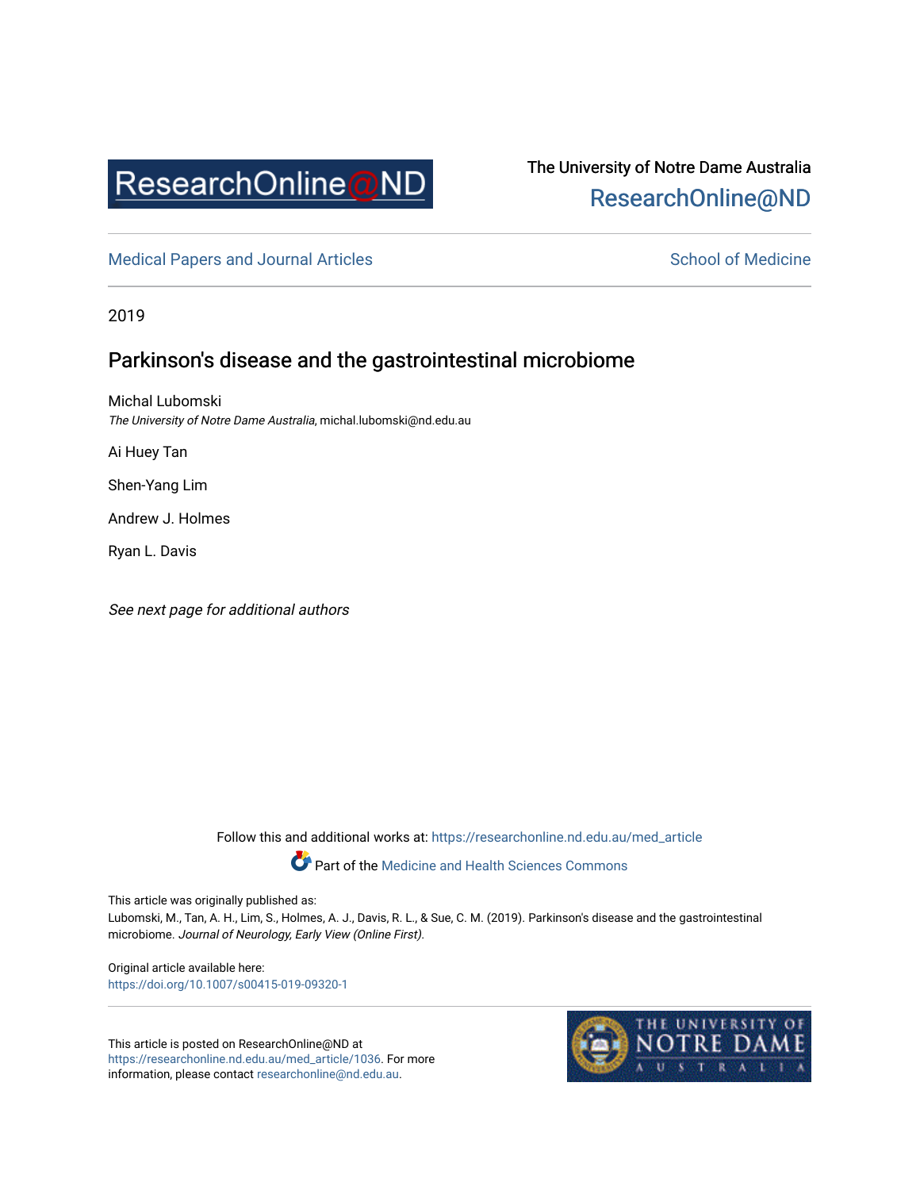ResearchOnline@ND

The University of Notre Dame Australia
ResearchOnline@ND

Medical Papers and Journal Articles — School of Medicine

2019

# Parkinson's disease and the gastrointestinal microbiome

Michal Lubomski
*The University of Notre Dame Australia*, michal.lubomski@nd.edu.au

Ai Huey Tan

Shen-Yang Lim

Andrew J. Holmes

Ryan L. Davis

*See next page for additional authors*

Follow this and additional works at: https://researchonline.nd.edu.au/med_article

Part of the Medicine and Health Sciences Commons

This article was originally published as:
Lubomski, M., Tan, A. H., Lim, S., Holmes, A. J., Davis, R. L., & Sue, C. M. (2019). Parkinson's disease and the gastrointestinal microbiome. *Journal of Neurology, Early View (Online First)*.

Original article available here:
https://doi.org/10.1007/s00415-019-09320-1

This article is posted on ResearchOnline@ND at https://researchonline.nd.edu.au/med_article/1036. For more information, please contact researchonline@nd.edu.au.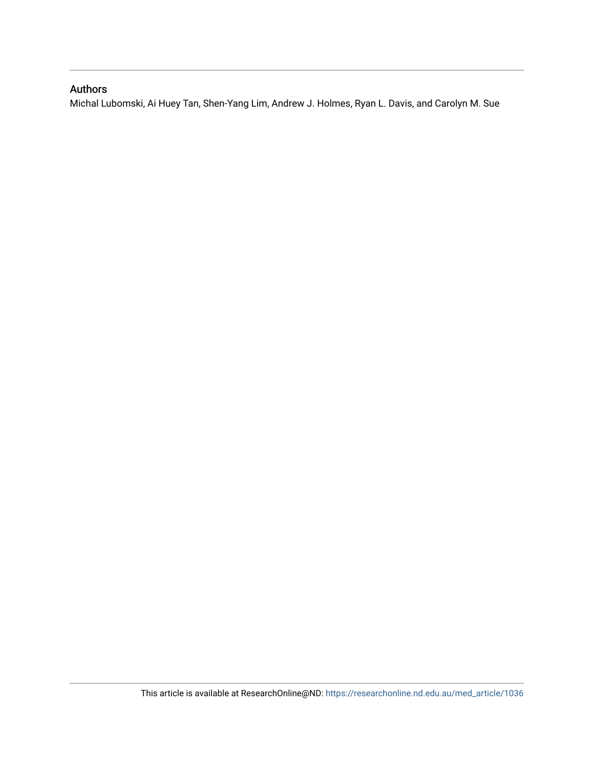## Authors

Michal Lubomski, Ai Huey Tan, Shen-Yang Lim, Andrew J. Holmes, Ryan L. Davis, and Carolyn M. Sue

This article is available at ResearchOnline@ND: https://researchonline.nd.edu.au/med_article/1036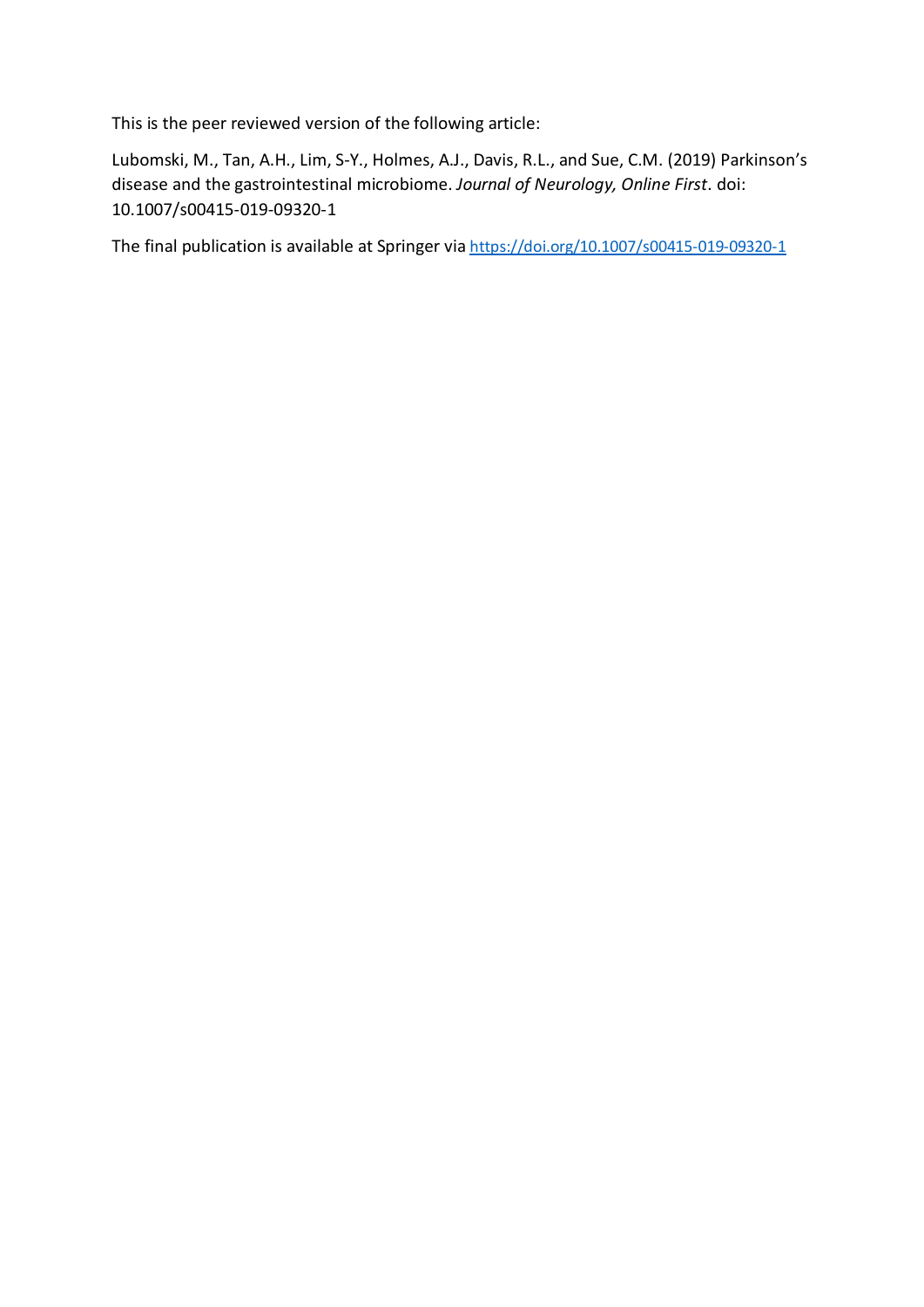This is the peer reviewed version of the following article:

Lubomski, M., Tan, A.H., Lim, S-Y., Holmes, A.J., Davis, R.L., and Sue, C.M. (2019) Parkinson's disease and the gastrointestinal microbiome. *Journal of Neurology, Online First*. doi: 10.1007/s00415-019-09320-1

The final publication is available at Springer via https://doi.org/10.1007/s00415-019-09320-1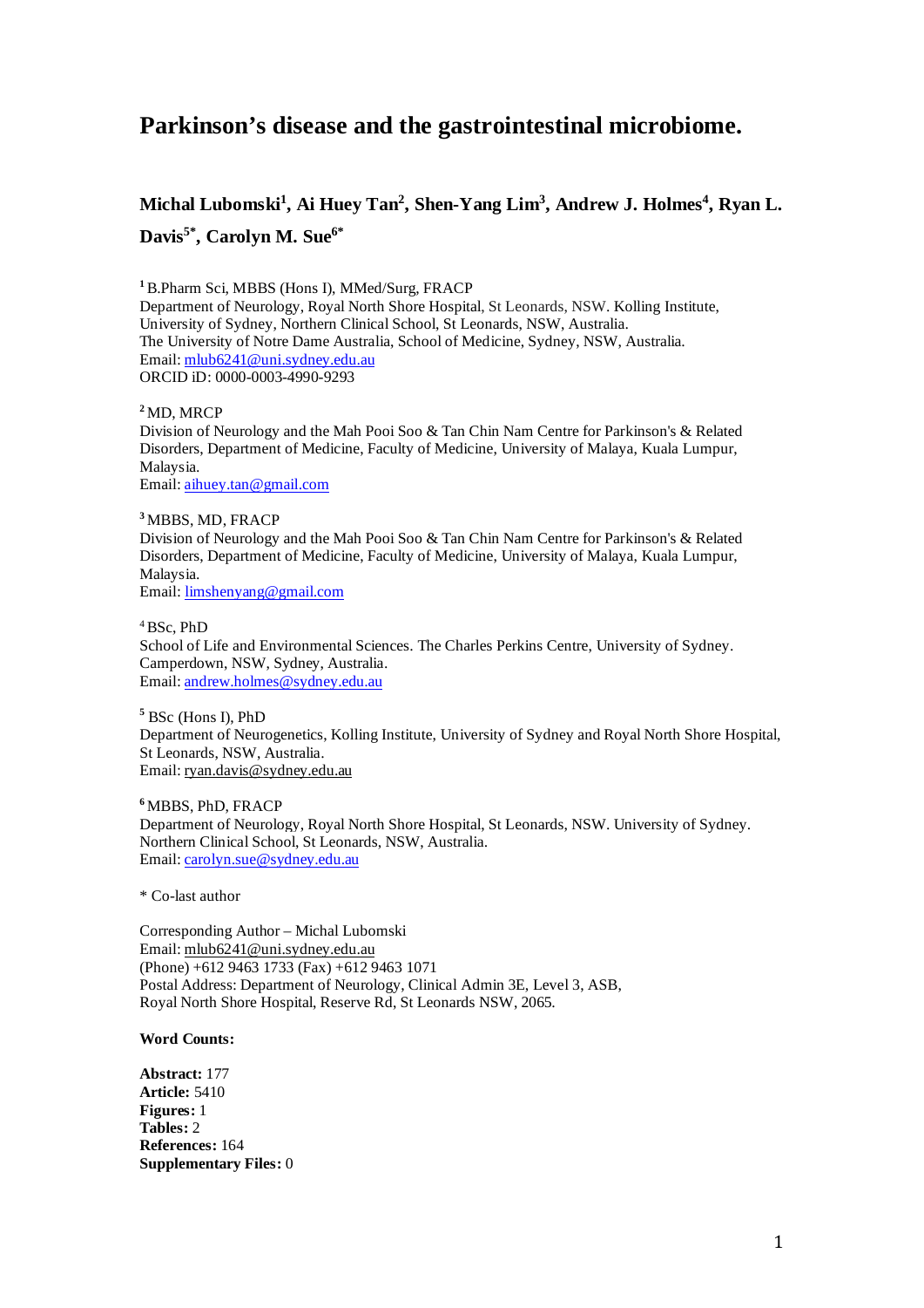# Parkinson's disease and the gastrointestinal microbiome.

**Michal Lubomski[1], Ai Huey Tan[2], Shen-Yang Lim[3], Andrew J. Holmes[4], Ryan L. Davis[5*], Carolyn M. Sue[6*]**

**[1]** B.Pharm Sci, MBBS (Hons I), MMed/Surg, FRACP
Department of Neurology, Royal North Shore Hospital, St Leonards, NSW. Kolling Institute, University of Sydney, Northern Clinical School, St Leonards, NSW, Australia.
The University of Notre Dame Australia, School of Medicine, Sydney, NSW, Australia.
Email: mlub6241@uni.sydney.edu.au
ORCID iD: 0000-0003-4990-9293

**[2]** MD, MRCP
Division of Neurology and the Mah Pooi Soo & Tan Chin Nam Centre for Parkinson's & Related Disorders, Department of Medicine, Faculty of Medicine, University of Malaya, Kuala Lumpur, Malaysia.
Email: aihuey.tan@gmail.com

**[3]** MBBS, MD, FRACP
Division of Neurology and the Mah Pooi Soo & Tan Chin Nam Centre for Parkinson's & Related Disorders, Department of Medicine, Faculty of Medicine, University of Malaya, Kuala Lumpur, Malaysia.
Email: limshenyang@gmail.com

[4] BSc, PhD
School of Life and Environmental Sciences. The Charles Perkins Centre, University of Sydney. Camperdown, NSW, Sydney, Australia.
Email: andrew.holmes@sydney.edu.au

**[5]** BSc (Hons I), PhD
Department of Neurogenetics, Kolling Institute, University of Sydney and Royal North Shore Hospital, St Leonards, NSW, Australia.
Email: ryan.davis@sydney.edu.au

**[6]** MBBS, PhD, FRACP
Department of Neurology, Royal North Shore Hospital, St Leonards, NSW. University of Sydney. Northern Clinical School, St Leonards, NSW, Australia.
Email: carolyn.sue@sydney.edu.au

* Co-last author

Corresponding Author – Michal Lubomski
Email: mlub6241@uni.sydney.edu.au
(Phone) +612 9463 1733 (Fax) +612 9463 1071
Postal Address: Department of Neurology, Clinical Admin 3E, Level 3, ASB, Royal North Shore Hospital, Reserve Rd, St Leonards NSW, 2065.

**Word Counts:**

**Abstract:** 177
**Article:** 5410
**Figures:** 1
**Tables:** 2
**References:** 164
**Supplementary Files:** 0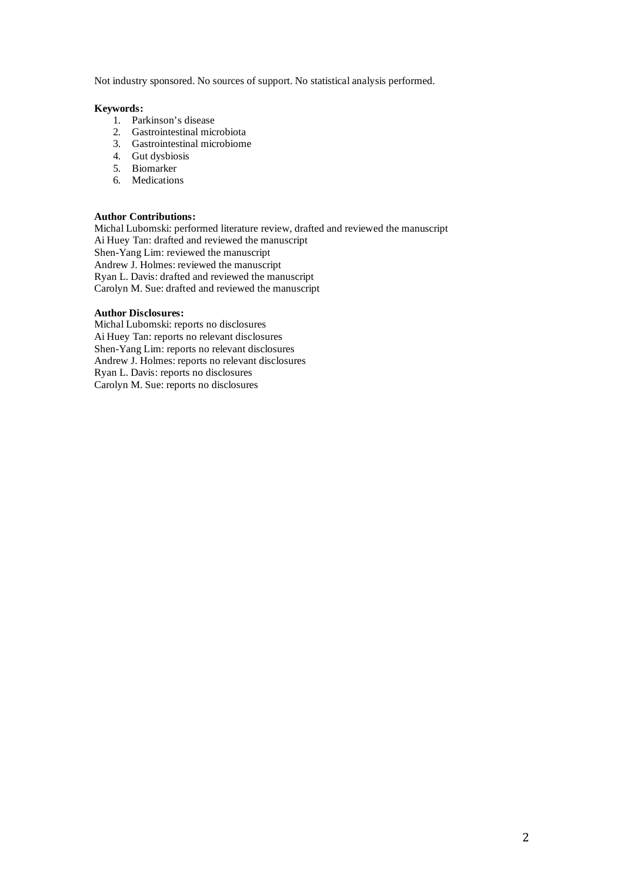Not industry sponsored. No sources of support. No statistical analysis performed.

**Keywords:**

1. Parkinson's disease
2. Gastrointestinal microbiota
3. Gastrointestinal microbiome
4. Gut dysbiosis
5. Biomarker
6. Medications

**Author Contributions:**

Michal Lubomski: performed literature review, drafted and reviewed the manuscript
Ai Huey Tan: drafted and reviewed the manuscript
Shen-Yang Lim: reviewed the manuscript
Andrew J. Holmes: reviewed the manuscript
Ryan L. Davis: drafted and reviewed the manuscript
Carolyn M. Sue: drafted and reviewed the manuscript

**Author Disclosures:**

Michal Lubomski: reports no disclosures
Ai Huey Tan: reports no relevant disclosures
Shen-Yang Lim: reports no relevant disclosures
Andrew J. Holmes: reports no relevant disclosures
Ryan L. Davis: reports no disclosures
Carolyn M. Sue: reports no disclosures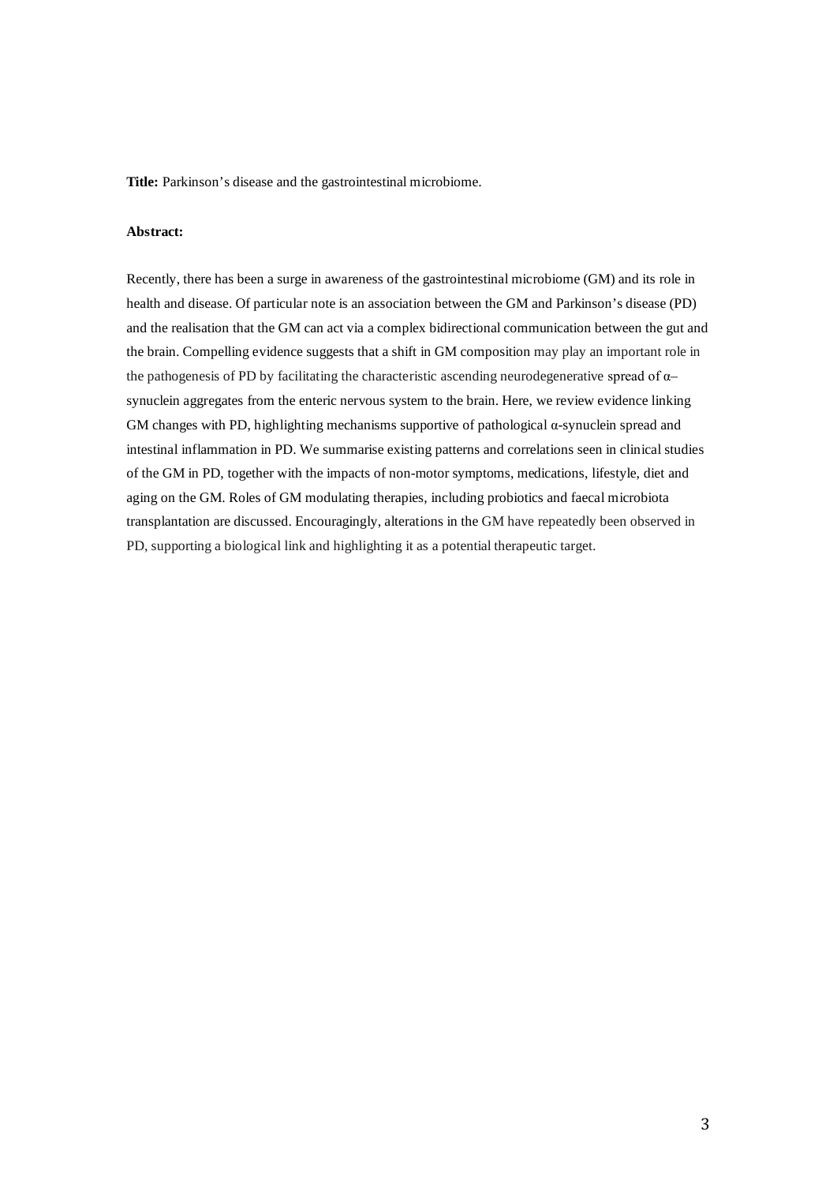**Title:** Parkinson's disease and the gastrointestinal microbiome.

**Abstract:**

Recently, there has been a surge in awareness of the gastrointestinal microbiome (GM) and its role in health and disease. Of particular note is an association between the GM and Parkinson's disease (PD) and the realisation that the GM can act via a complex bidirectional communication between the gut and the brain. Compelling evidence suggests that a shift in GM composition may play an important role in the pathogenesis of PD by facilitating the characteristic ascending neurodegenerative spread of α–synuclein aggregates from the enteric nervous system to the brain. Here, we review evidence linking GM changes with PD, highlighting mechanisms supportive of pathological α-synuclein spread and intestinal inflammation in PD. We summarise existing patterns and correlations seen in clinical studies of the GM in PD, together with the impacts of non-motor symptoms, medications, lifestyle, diet and aging on the GM. Roles of GM modulating therapies, including probiotics and faecal microbiota transplantation are discussed. Encouragingly, alterations in the GM have repeatedly been observed in PD, supporting a biological link and highlighting it as a potential therapeutic target.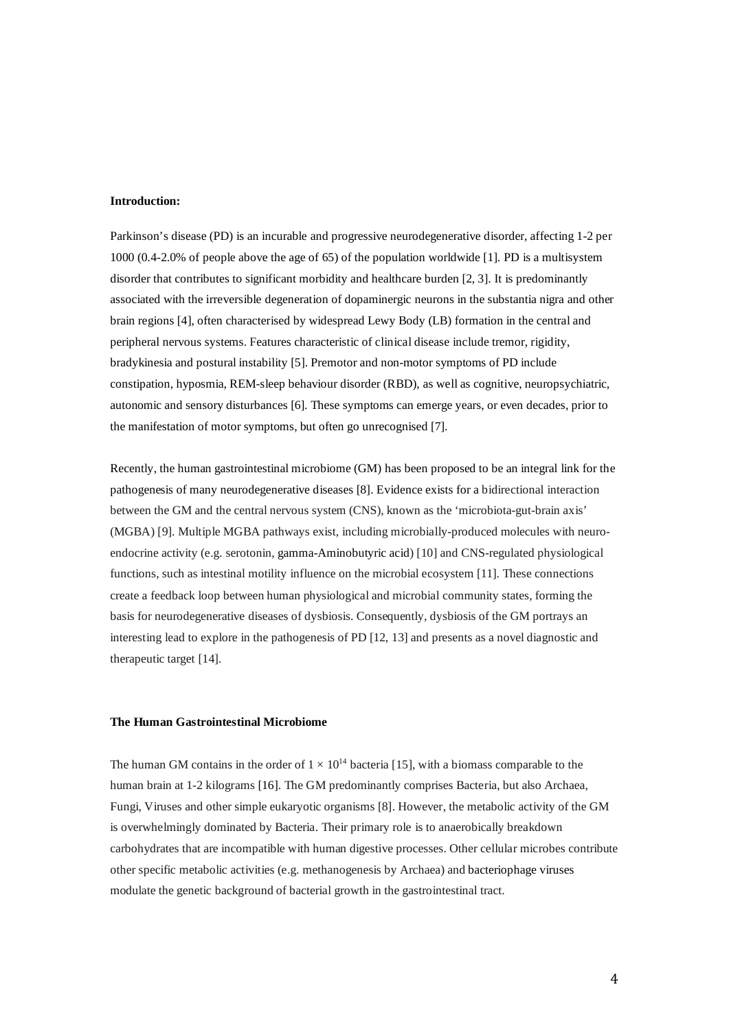## Introduction:

Parkinson's disease (PD) is an incurable and progressive neurodegenerative disorder, affecting 1-2 per 1000 (0.4-2.0% of people above the age of 65) of the population worldwide [1]. PD is a multisystem disorder that contributes to significant morbidity and healthcare burden [2, 3]. It is predominantly associated with the irreversible degeneration of dopaminergic neurons in the substantia nigra and other brain regions [4], often characterised by widespread Lewy Body (LB) formation in the central and peripheral nervous systems. Features characteristic of clinical disease include tremor, rigidity, bradykinesia and postural instability [5]. Premotor and non-motor symptoms of PD include constipation, hyposmia, REM-sleep behaviour disorder (RBD), as well as cognitive, neuropsychiatric, autonomic and sensory disturbances [6]. These symptoms can emerge years, or even decades, prior to the manifestation of motor symptoms, but often go unrecognised [7].

Recently, the human gastrointestinal microbiome (GM) has been proposed to be an integral link for the pathogenesis of many neurodegenerative diseases [8]. Evidence exists for a bidirectional interaction between the GM and the central nervous system (CNS), known as the 'microbiota-gut-brain axis' (MGBA) [9]. Multiple MGBA pathways exist, including microbially-produced molecules with neuro-endocrine activity (e.g. serotonin, gamma-Aminobutyric acid) [10] and CNS-regulated physiological functions, such as intestinal motility influence on the microbial ecosystem [11]. These connections create a feedback loop between human physiological and microbial community states, forming the basis for neurodegenerative diseases of dysbiosis. Consequently, dysbiosis of the GM portrays an interesting lead to explore in the pathogenesis of PD [12, 13] and presents as a novel diagnostic and therapeutic target [14].

## The Human Gastrointestinal Microbiome

The human GM contains in the order of $1 \times 10^{14}$ bacteria [15], with a biomass comparable to the human brain at 1-2 kilograms [16]. The GM predominantly comprises Bacteria, but also Archaea, Fungi, Viruses and other simple eukaryotic organisms [8]. However, the metabolic activity of the GM is overwhelmingly dominated by Bacteria. Their primary role is to anaerobically breakdown carbohydrates that are incompatible with human digestive processes. Other cellular microbes contribute other specific metabolic activities (e.g. methanogenesis by Archaea) and bacteriophage viruses modulate the genetic background of bacterial growth in the gastrointestinal tract.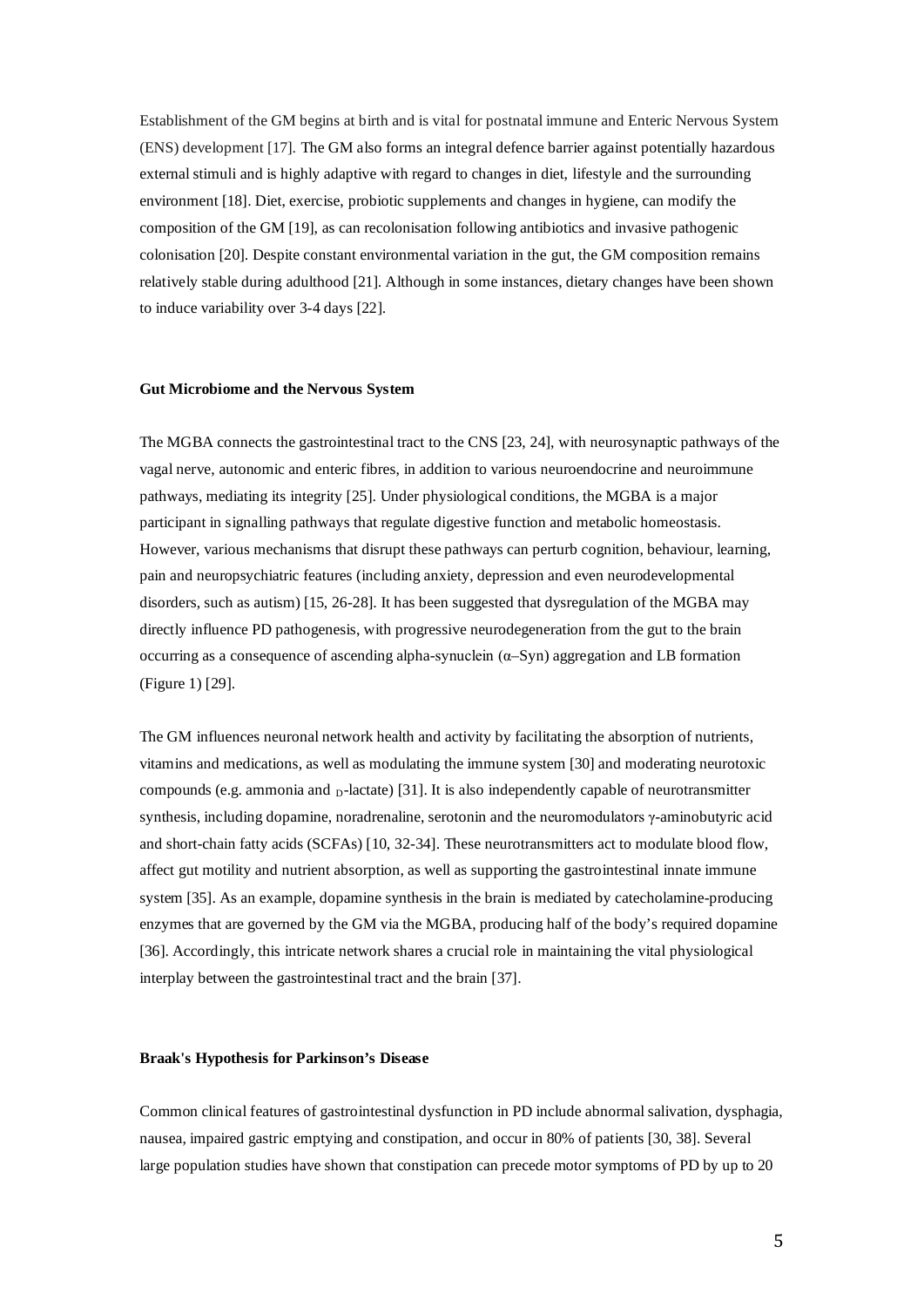Establishment of the GM begins at birth and is vital for postnatal immune and Enteric Nervous System (ENS) development [17]. The GM also forms an integral defence barrier against potentially hazardous external stimuli and is highly adaptive with regard to changes in diet, lifestyle and the surrounding environment [18]. Diet, exercise, probiotic supplements and changes in hygiene, can modify the composition of the GM [19], as can recolonisation following antibiotics and invasive pathogenic colonisation [20]. Despite constant environmental variation in the gut, the GM composition remains relatively stable during adulthood [21]. Although in some instances, dietary changes have been shown to induce variability over 3-4 days [22].

**Gut Microbiome and the Nervous System**

The MGBA connects the gastrointestinal tract to the CNS [23, 24], with neurosynaptic pathways of the vagal nerve, autonomic and enteric fibres, in addition to various neuroendocrine and neuroimmune pathways, mediating its integrity [25]. Under physiological conditions, the MGBA is a major participant in signalling pathways that regulate digestive function and metabolic homeostasis. However, various mechanisms that disrupt these pathways can perturb cognition, behaviour, learning, pain and neuropsychiatric features (including anxiety, depression and even neurodevelopmental disorders, such as autism) [15, 26-28]. It has been suggested that dysregulation of the MGBA may directly influence PD pathogenesis, with progressive neurodegeneration from the gut to the brain occurring as a consequence of ascending alpha-synuclein (α–Syn) aggregation and LB formation (Figure 1) [29].

The GM influences neuronal network health and activity by facilitating the absorption of nutrients, vitamins and medications, as well as modulating the immune system [30] and moderating neurotoxic compounds (e.g. ammonia and $_{\mathrm{D}}$-lactate) [31]. It is also independently capable of neurotransmitter synthesis, including dopamine, noradrenaline, serotonin and the neuromodulators γ-aminobutyric acid and short-chain fatty acids (SCFAs) [10, 32-34]. These neurotransmitters act to modulate blood flow, affect gut motility and nutrient absorption, as well as supporting the gastrointestinal innate immune system [35]. As an example, dopamine synthesis in the brain is mediated by catecholamine-producing enzymes that are governed by the GM via the MGBA, producing half of the body's required dopamine [36]. Accordingly, this intricate network shares a crucial role in maintaining the vital physiological interplay between the gastrointestinal tract and the brain [37].

**Braak's Hypothesis for Parkinson's Disease**

Common clinical features of gastrointestinal dysfunction in PD include abnormal salivation, dysphagia, nausea, impaired gastric emptying and constipation, and occur in 80% of patients [30, 38]. Several large population studies have shown that constipation can precede motor symptoms of PD by up to 20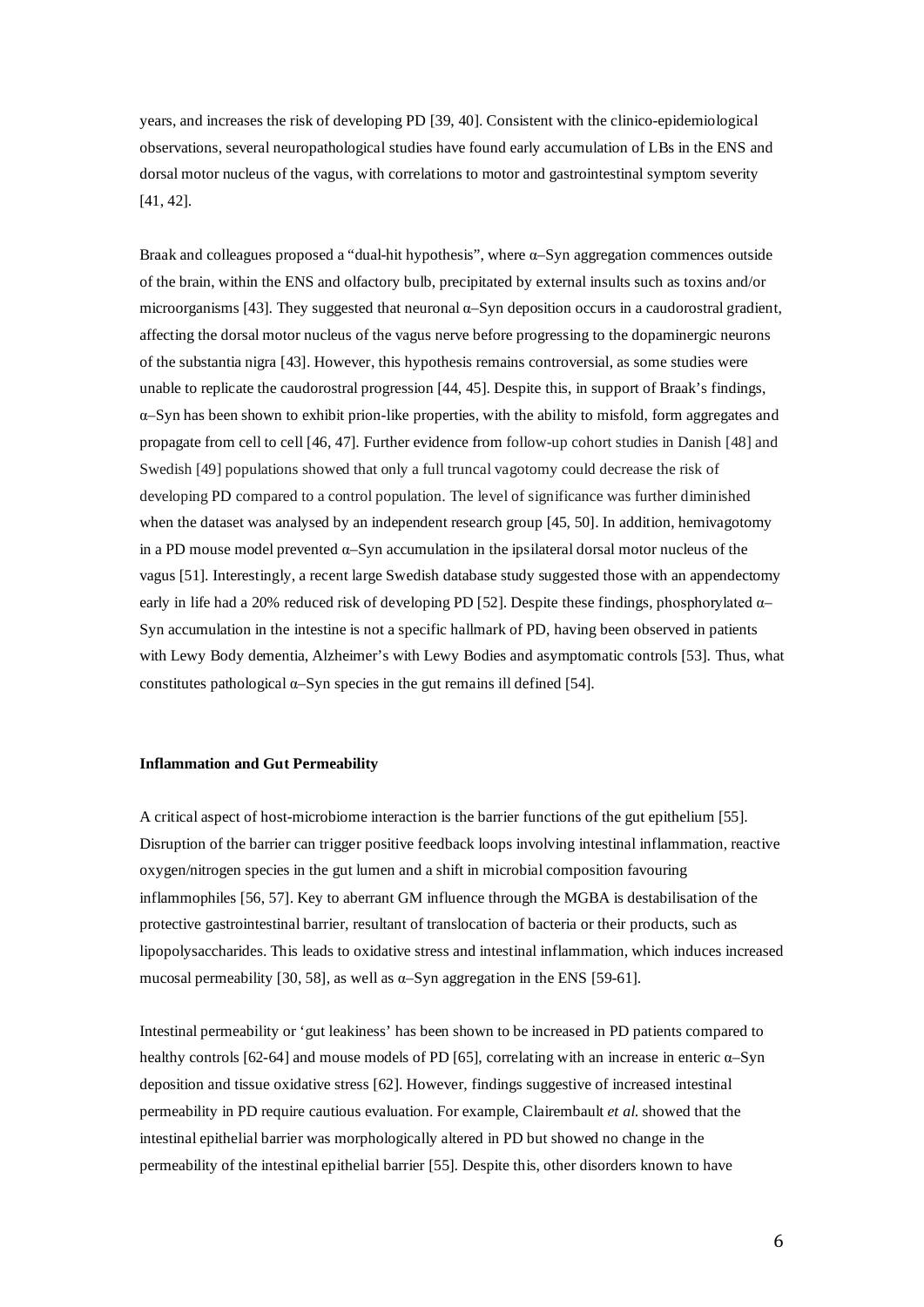years, and increases the risk of developing PD [39, 40]. Consistent with the clinico-epidemiological observations, several neuropathological studies have found early accumulation of LBs in the ENS and dorsal motor nucleus of the vagus, with correlations to motor and gastrointestinal symptom severity [41, 42].

Braak and colleagues proposed a "dual-hit hypothesis", where α–Syn aggregation commences outside of the brain, within the ENS and olfactory bulb, precipitated by external insults such as toxins and/or microorganisms [43]. They suggested that neuronal α–Syn deposition occurs in a caudorostral gradient, affecting the dorsal motor nucleus of the vagus nerve before progressing to the dopaminergic neurons of the substantia nigra [43]. However, this hypothesis remains controversial, as some studies were unable to replicate the caudorostral progression [44, 45]. Despite this, in support of Braak's findings, α–Syn has been shown to exhibit prion-like properties, with the ability to misfold, form aggregates and propagate from cell to cell [46, 47]. Further evidence from follow-up cohort studies in Danish [48] and Swedish [49] populations showed that only a full truncal vagotomy could decrease the risk of developing PD compared to a control population. The level of significance was further diminished when the dataset was analysed by an independent research group [45, 50]. In addition, hemivagotomy in a PD mouse model prevented α–Syn accumulation in the ipsilateral dorsal motor nucleus of the vagus [51]. Interestingly, a recent large Swedish database study suggested those with an appendectomy early in life had a 20% reduced risk of developing PD [52]. Despite these findings, phosphorylated α–Syn accumulation in the intestine is not a specific hallmark of PD, having been observed in patients with Lewy Body dementia, Alzheimer's with Lewy Bodies and asymptomatic controls [53]. Thus, what constitutes pathological α–Syn species in the gut remains ill defined [54].

**Inflammation and Gut Permeability**

A critical aspect of host-microbiome interaction is the barrier functions of the gut epithelium [55]. Disruption of the barrier can trigger positive feedback loops involving intestinal inflammation, reactive oxygen/nitrogen species in the gut lumen and a shift in microbial composition favouring inflammophiles [56, 57]. Key to aberrant GM influence through the MGBA is destabilisation of the protective gastrointestinal barrier, resultant of translocation of bacteria or their products, such as lipopolysaccharides. This leads to oxidative stress and intestinal inflammation, which induces increased mucosal permeability [30, 58], as well as α–Syn aggregation in the ENS [59-61].

Intestinal permeability or 'gut leakiness' has been shown to be increased in PD patients compared to healthy controls [62-64] and mouse models of PD [65], correlating with an increase in enteric α–Syn deposition and tissue oxidative stress [62]. However, findings suggestive of increased intestinal permeability in PD require cautious evaluation. For example, Clairembault *et al.* showed that the intestinal epithelial barrier was morphologically altered in PD but showed no change in the permeability of the intestinal epithelial barrier [55]. Despite this, other disorders known to have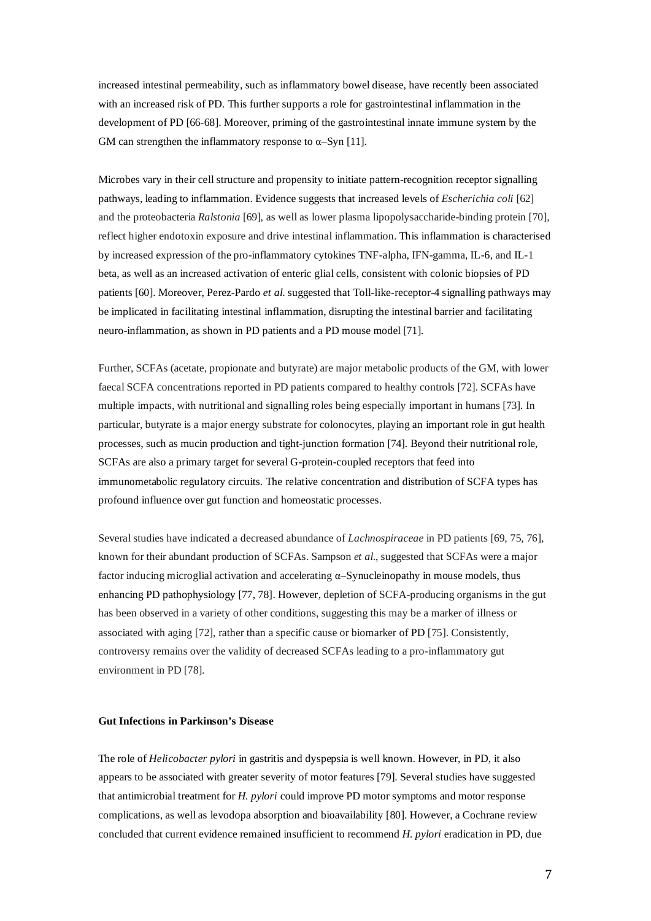increased intestinal permeability, such as inflammatory bowel disease, have recently been associated with an increased risk of PD. This further supports a role for gastrointestinal inflammation in the development of PD [66-68]. Moreover, priming of the gastrointestinal innate immune system by the GM can strengthen the inflammatory response to α–Syn [11].

Microbes vary in their cell structure and propensity to initiate pattern-recognition receptor signalling pathways, leading to inflammation. Evidence suggests that increased levels of *Escherichia coli* [62] and the proteobacteria *Ralstonia* [69], as well as lower plasma lipopolysaccharide-binding protein [70], reflect higher endotoxin exposure and drive intestinal inflammation. This inflammation is characterised by increased expression of the pro-inflammatory cytokines TNF-alpha, IFN-gamma, IL-6, and IL-1 beta, as well as an increased activation of enteric glial cells, consistent with colonic biopsies of PD patients [60]. Moreover, Perez-Pardo *et al.* suggested that Toll-like-receptor-4 signalling pathways may be implicated in facilitating intestinal inflammation, disrupting the intestinal barrier and facilitating neuro-inflammation, as shown in PD patients and a PD mouse model [71].

Further, SCFAs (acetate, propionate and butyrate) are major metabolic products of the GM, with lower faecal SCFA concentrations reported in PD patients compared to healthy controls [72]. SCFAs have multiple impacts, with nutritional and signalling roles being especially important in humans [73]. In particular, butyrate is a major energy substrate for colonocytes, playing an important role in gut health processes, such as mucin production and tight-junction formation [74]. Beyond their nutritional role, SCFAs are also a primary target for several G-protein-coupled receptors that feed into immunometabolic regulatory circuits. The relative concentration and distribution of SCFA types has profound influence over gut function and homeostatic processes.

Several studies have indicated a decreased abundance of *Lachnospiraceae* in PD patients [69, 75, 76], known for their abundant production of SCFAs. Sampson *et al.*, suggested that SCFAs were a major factor inducing microglial activation and accelerating α–Synucleinopathy in mouse models, thus enhancing PD pathophysiology [77, 78]. However, depletion of SCFA-producing organisms in the gut has been observed in a variety of other conditions, suggesting this may be a marker of illness or associated with aging [72], rather than a specific cause or biomarker of PD [75]. Consistently, controversy remains over the validity of decreased SCFAs leading to a pro-inflammatory gut environment in PD [78].

**Gut Infections in Parkinson's Disease**

The role of *Helicobacter pylori* in gastritis and dyspepsia is well known. However, in PD, it also appears to be associated with greater severity of motor features [79]. Several studies have suggested that antimicrobial treatment for *H. pylori* could improve PD motor symptoms and motor response complications, as well as levodopa absorption and bioavailability [80]. However, a Cochrane review concluded that current evidence remained insufficient to recommend *H. pylori* eradication in PD, due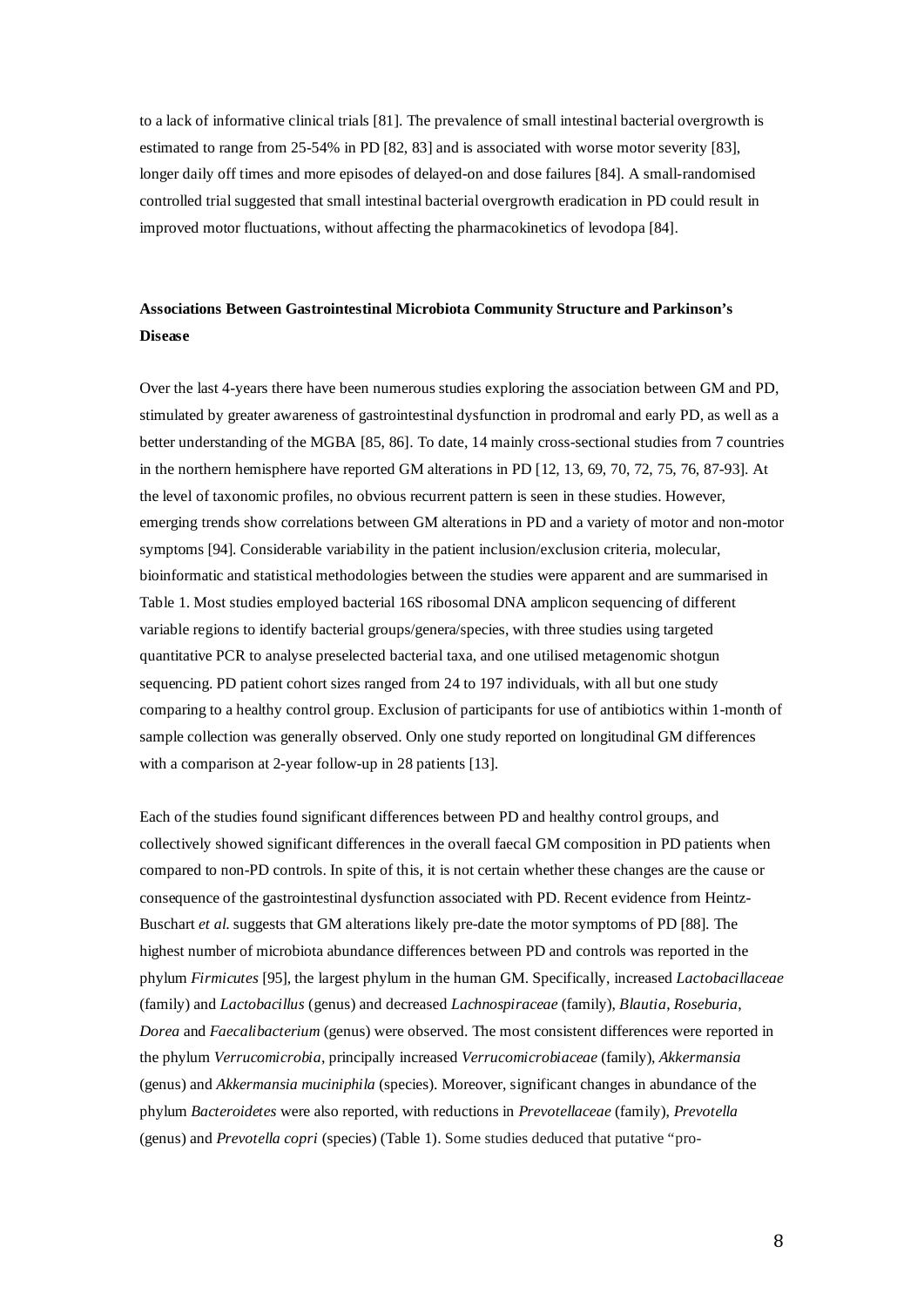to a lack of informative clinical trials [81]. The prevalence of small intestinal bacterial overgrowth is estimated to range from 25-54% in PD [82, 83] and is associated with worse motor severity [83], longer daily off times and more episodes of delayed-on and dose failures [84]. A small-randomised controlled trial suggested that small intestinal bacterial overgrowth eradication in PD could result in improved motor fluctuations, without affecting the pharmacokinetics of levodopa [84].

## Associations Between Gastrointestinal Microbiota Community Structure and Parkinson's Disease

Over the last 4-years there have been numerous studies exploring the association between GM and PD, stimulated by greater awareness of gastrointestinal dysfunction in prodromal and early PD, as well as a better understanding of the MGBA [85, 86]. To date, 14 mainly cross-sectional studies from 7 countries in the northern hemisphere have reported GM alterations in PD [12, 13, 69, 70, 72, 75, 76, 87-93]. At the level of taxonomic profiles, no obvious recurrent pattern is seen in these studies. However, emerging trends show correlations between GM alterations in PD and a variety of motor and non-motor symptoms [94]. Considerable variability in the patient inclusion/exclusion criteria, molecular, bioinformatic and statistical methodologies between the studies were apparent and are summarised in Table 1. Most studies employed bacterial 16S ribosomal DNA amplicon sequencing of different variable regions to identify bacterial groups/genera/species, with three studies using targeted quantitative PCR to analyse preselected bacterial taxa, and one utilised metagenomic shotgun sequencing. PD patient cohort sizes ranged from 24 to 197 individuals, with all but one study comparing to a healthy control group. Exclusion of participants for use of antibiotics within 1-month of sample collection was generally observed. Only one study reported on longitudinal GM differences with a comparison at 2-year follow-up in 28 patients [13].

Each of the studies found significant differences between PD and healthy control groups, and collectively showed significant differences in the overall faecal GM composition in PD patients when compared to non-PD controls. In spite of this, it is not certain whether these changes are the cause or consequence of the gastrointestinal dysfunction associated with PD. Recent evidence from Heintz-Buschart *et al.* suggests that GM alterations likely pre-date the motor symptoms of PD [88]. The highest number of microbiota abundance differences between PD and controls was reported in the phylum *Firmicutes* [95], the largest phylum in the human GM. Specifically, increased *Lactobacillaceae* (family) and *Lactobacillus* (genus) and decreased *Lachnospiraceae* (family), *Blautia*, *Roseburia*, *Dorea* and *Faecalibacterium* (genus) were observed. The most consistent differences were reported in the phylum *Verrucomicrobia*, principally increased *Verrucomicrobiaceae* (family), *Akkermansia* (genus) and *Akkermansia muciniphila* (species). Moreover, significant changes in abundance of the phylum *Bacteroidetes* were also reported, with reductions in *Prevotellaceae* (family), *Prevotella* (genus) and *Prevotella copri* (species) (Table 1). Some studies deduced that putative "pro-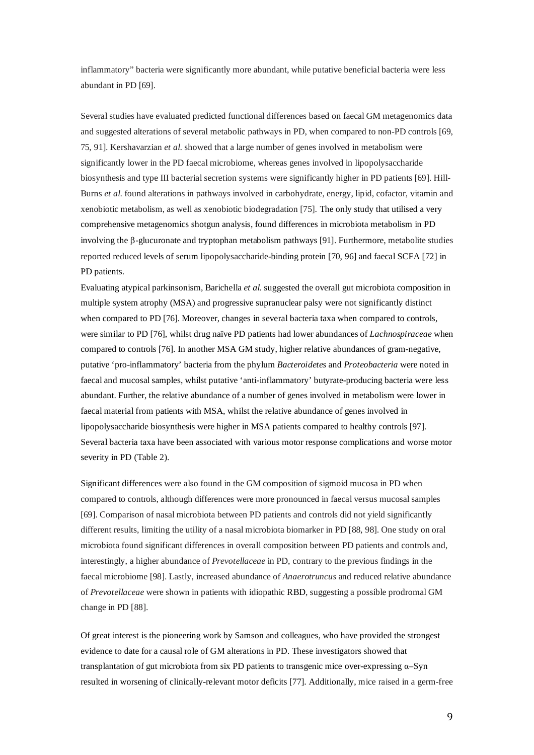inflammatory" bacteria were significantly more abundant, while putative beneficial bacteria were less abundant in PD [69].

Several studies have evaluated predicted functional differences based on faecal GM metagenomics data and suggested alterations of several metabolic pathways in PD, when compared to non-PD controls [69, 75, 91]. Kershavarzian *et al.* showed that a large number of genes involved in metabolism were significantly lower in the PD faecal microbiome, whereas genes involved in lipopolysaccharide biosynthesis and type III bacterial secretion systems were significantly higher in PD patients [69]. Hill-Burns *et al.* found alterations in pathways involved in carbohydrate, energy, lipid, cofactor, vitamin and xenobiotic metabolism, as well as xenobiotic biodegradation [75]. The only study that utilised a very comprehensive metagenomics shotgun analysis, found differences in microbiota metabolism in PD involving the β-glucuronate and tryptophan metabolism pathways [91]. Furthermore, metabolite studies reported reduced levels of serum lipopolysaccharide-binding protein [70, 96] and faecal SCFA [72] in PD patients.

Evaluating atypical parkinsonism, Barichella *et al.* suggested the overall gut microbiota composition in multiple system atrophy (MSA) and progressive supranuclear palsy were not significantly distinct when compared to PD [76]. Moreover, changes in several bacteria taxa when compared to controls, were similar to PD [76], whilst drug naïve PD patients had lower abundances of *Lachnospiraceae* when compared to controls [76]. In another MSA GM study, higher relative abundances of gram-negative, putative 'pro-inflammatory' bacteria from the phylum *Bacteroidetes* and *Proteobacteria* were noted in faecal and mucosal samples, whilst putative 'anti-inflammatory' butyrate-producing bacteria were less abundant. Further, the relative abundance of a number of genes involved in metabolism were lower in faecal material from patients with MSA, whilst the relative abundance of genes involved in lipopolysaccharide biosynthesis were higher in MSA patients compared to healthy controls [97]. Several bacteria taxa have been associated with various motor response complications and worse motor severity in PD (Table 2).

Significant differences were also found in the GM composition of sigmoid mucosa in PD when compared to controls, although differences were more pronounced in faecal versus mucosal samples [69]. Comparison of nasal microbiota between PD patients and controls did not yield significantly different results, limiting the utility of a nasal microbiota biomarker in PD [88, 98]. One study on oral microbiota found significant differences in overall composition between PD patients and controls and, interestingly, a higher abundance of *Prevotellaceae* in PD, contrary to the previous findings in the faecal microbiome [98]. Lastly, increased abundance of *Anaerotruncus* and reduced relative abundance of *Prevotellaceae* were shown in patients with idiopathic RBD, suggesting a possible prodromal GM change in PD [88].

Of great interest is the pioneering work by Samson and colleagues, who have provided the strongest evidence to date for a causal role of GM alterations in PD. These investigators showed that transplantation of gut microbiota from six PD patients to transgenic mice over-expressing α–Syn resulted in worsening of clinically-relevant motor deficits [77]. Additionally, mice raised in a germ-free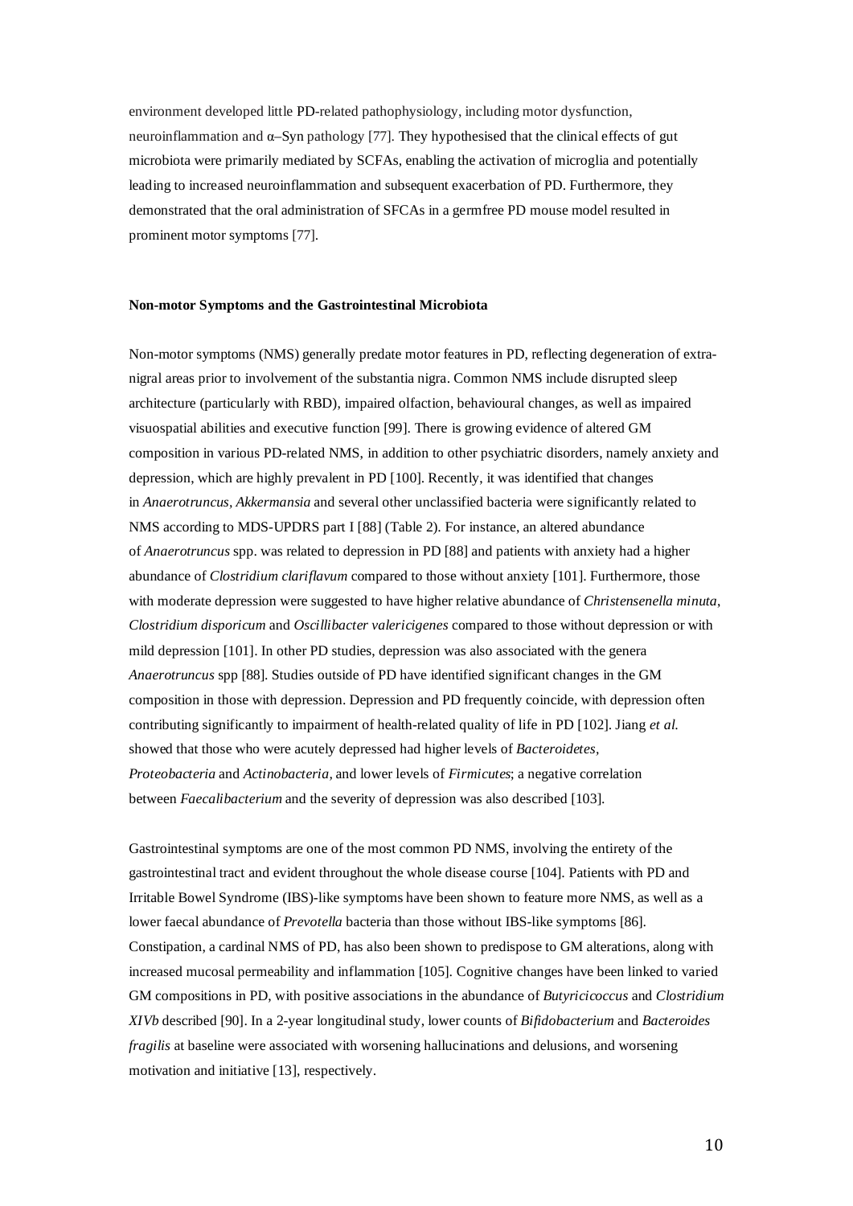environment developed little PD-related pathophysiology, including motor dysfunction, neuroinflammation and α–Syn pathology [77]. They hypothesised that the clinical effects of gut microbiota were primarily mediated by SCFAs, enabling the activation of microglia and potentially leading to increased neuroinflammation and subsequent exacerbation of PD. Furthermore, they demonstrated that the oral administration of SFCAs in a germfree PD mouse model resulted in prominent motor symptoms [77].

**Non-motor Symptoms and the Gastrointestinal Microbiota**

Non-motor symptoms (NMS) generally predate motor features in PD, reflecting degeneration of extra-nigral areas prior to involvement of the substantia nigra. Common NMS include disrupted sleep architecture (particularly with RBD), impaired olfaction, behavioural changes, as well as impaired visuospatial abilities and executive function [99]. There is growing evidence of altered GM composition in various PD-related NMS, in addition to other psychiatric disorders, namely anxiety and depression, which are highly prevalent in PD [100]. Recently, it was identified that changes in *Anaerotruncus*, *Akkermansia* and several other unclassified bacteria were significantly related to NMS according to MDS-UPDRS part I [88] (Table 2). For instance, an altered abundance of *Anaerotruncus* spp. was related to depression in PD [88] and patients with anxiety had a higher abundance of *Clostridium clariflavum* compared to those without anxiety [101]. Furthermore, those with moderate depression were suggested to have higher relative abundance of *Christensenella minuta*, *Clostridium disporicum* and *Oscillibacter valericigenes* compared to those without depression or with mild depression [101]. In other PD studies, depression was also associated with the genera *Anaerotruncus* spp [88]. Studies outside of PD have identified significant changes in the GM composition in those with depression. Depression and PD frequently coincide, with depression often contributing significantly to impairment of health-related quality of life in PD [102]. Jiang *et al.* showed that those who were acutely depressed had higher levels of *Bacteroidetes*, *Proteobacteria* and *Actinobacteria*, and lower levels of *Firmicutes*; a negative correlation between *Faecalibacterium* and the severity of depression was also described [103].

Gastrointestinal symptoms are one of the most common PD NMS, involving the entirety of the gastrointestinal tract and evident throughout the whole disease course [104]. Patients with PD and Irritable Bowel Syndrome (IBS)-like symptoms have been shown to feature more NMS, as well as a lower faecal abundance of *Prevotella* bacteria than those without IBS-like symptoms [86]. Constipation, a cardinal NMS of PD, has also been shown to predispose to GM alterations, along with increased mucosal permeability and inflammation [105]. Cognitive changes have been linked to varied GM compositions in PD, with positive associations in the abundance of *Butyricicoccus* and *Clostridium XIVb* described [90]. In a 2-year longitudinal study, lower counts of *Bifidobacterium* and *Bacteroides fragilis* at baseline were associated with worsening hallucinations and delusions, and worsening motivation and initiative [13], respectively.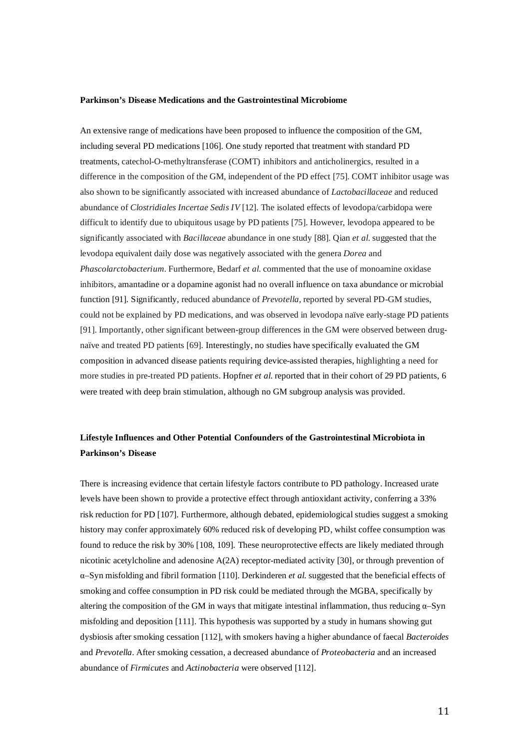**Parkinson's Disease Medications and the Gastrointestinal Microbiome**

An extensive range of medications have been proposed to influence the composition of the GM, including several PD medications [106]. One study reported that treatment with standard PD treatments, catechol-O-methyltransferase (COMT) inhibitors and anticholinergics, resulted in a difference in the composition of the GM, independent of the PD effect [75]. COMT inhibitor usage was also shown to be significantly associated with increased abundance of *Lactobacillaceae* and reduced abundance of *Clostridiales Incertae Sedis IV* [12]. The isolated effects of levodopa/carbidopa were difficult to identify due to ubiquitous usage by PD patients [75]. However, levodopa appeared to be significantly associated with *Bacillaceae* abundance in one study [88]. Qian *et al.* suggested that the levodopa equivalent daily dose was negatively associated with the genera *Dorea* and *Phascolarctobacterium*. Furthermore, Bedarf *et al.* commented that the use of monoamine oxidase inhibitors, amantadine or a dopamine agonist had no overall influence on taxa abundance or microbial function [91]. Significantly, reduced abundance of *Prevotella*, reported by several PD-GM studies, could not be explained by PD medications, and was observed in levodopa naïve early-stage PD patients [91]. Importantly, other significant between-group differences in the GM were observed between drug-naïve and treated PD patients [69]. Interestingly, no studies have specifically evaluated the GM composition in advanced disease patients requiring device-assisted therapies, highlighting a need for more studies in pre-treated PD patients. Hopfner *et al.* reported that in their cohort of 29 PD patients, 6 were treated with deep brain stimulation, although no GM subgroup analysis was provided.

**Lifestyle Influences and Other Potential Confounders of the Gastrointestinal Microbiota in Parkinson's Disease**

There is increasing evidence that certain lifestyle factors contribute to PD pathology. Increased urate levels have been shown to provide a protective effect through antioxidant activity, conferring a 33% risk reduction for PD [107]. Furthermore, although debated, epidemiological studies suggest a smoking history may confer approximately 60% reduced risk of developing PD, whilst coffee consumption was found to reduce the risk by 30% [108, 109]. These neuroprotective effects are likely mediated through nicotinic acetylcholine and adenosine A(2A) receptor-mediated activity [30], or through prevention of α–Syn misfolding and fibril formation [110]. Derkinderen *et al.* suggested that the beneficial effects of smoking and coffee consumption in PD risk could be mediated through the MGBA, specifically by altering the composition of the GM in ways that mitigate intestinal inflammation, thus reducing α–Syn misfolding and deposition [111]. This hypothesis was supported by a study in humans showing gut dysbiosis after smoking cessation [112], with smokers having a higher abundance of faecal *Bacteroides* and *Prevotella*. After smoking cessation, a decreased abundance of *Proteobacteria* and an increased abundance of *Firmicutes* and *Actinobacteria* were observed [112].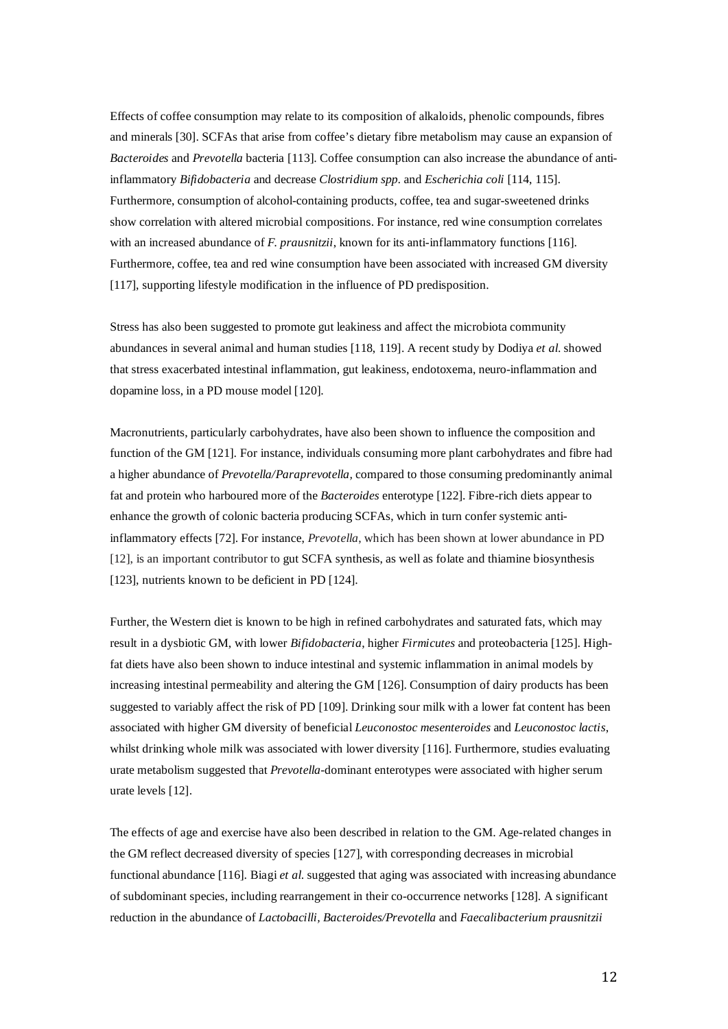Effects of coffee consumption may relate to its composition of alkaloids, phenolic compounds, fibres and minerals [30]. SCFAs that arise from coffee's dietary fibre metabolism may cause an expansion of *Bacteroides* and *Prevotella* bacteria [113]. Coffee consumption can also increase the abundance of anti-inflammatory *Bifidobacteria* and decrease *Clostridium spp.* and *Escherichia coli* [114, 115]. Furthermore, consumption of alcohol-containing products, coffee, tea and sugar-sweetened drinks show correlation with altered microbial compositions. For instance, red wine consumption correlates with an increased abundance of *F. prausnitzii*, known for its anti-inflammatory functions [116]. Furthermore, coffee, tea and red wine consumption have been associated with increased GM diversity [117], supporting lifestyle modification in the influence of PD predisposition.

Stress has also been suggested to promote gut leakiness and affect the microbiota community abundances in several animal and human studies [118, 119]. A recent study by Dodiya *et al.* showed that stress exacerbated intestinal inflammation, gut leakiness, endotoxema, neuro-inflammation and dopamine loss, in a PD mouse model [120].

Macronutrients, particularly carbohydrates, have also been shown to influence the composition and function of the GM [121]. For instance, individuals consuming more plant carbohydrates and fibre had a higher abundance of *Prevotella/Paraprevotella,* compared to those consuming predominantly animal fat and protein who harboured more of the *Bacteroides* enterotype [122]. Fibre-rich diets appear to enhance the growth of colonic bacteria producing SCFAs, which in turn confer systemic anti-inflammatory effects [72]. For instance, *Prevotella*, which has been shown at lower abundance in PD [12], is an important contributor to gut SCFA synthesis, as well as folate and thiamine biosynthesis [123], nutrients known to be deficient in PD [124].

Further, the Western diet is known to be high in refined carbohydrates and saturated fats, which may result in a dysbiotic GM, with lower *Bifidobacteria*, higher *Firmicutes* and proteobacteria [125]. High-fat diets have also been shown to induce intestinal and systemic inflammation in animal models by increasing intestinal permeability and altering the GM [126]. Consumption of dairy products has been suggested to variably affect the risk of PD [109]. Drinking sour milk with a lower fat content has been associated with higher GM diversity of beneficial *Leuconostoc mesenteroides* and *Leuconostoc lactis*, whilst drinking whole milk was associated with lower diversity [116]. Furthermore, studies evaluating urate metabolism suggested that *Prevotella*-dominant enterotypes were associated with higher serum urate levels [12].

The effects of age and exercise have also been described in relation to the GM. Age-related changes in the GM reflect decreased diversity of species [127], with corresponding decreases in microbial functional abundance [116]. Biagi *et al.* suggested that aging was associated with increasing abundance of subdominant species, including rearrangement in their co-occurrence networks [128]. A significant reduction in the abundance of *Lactobacilli, Bacteroides/Prevotella* and *Faecalibacterium prausnitzii*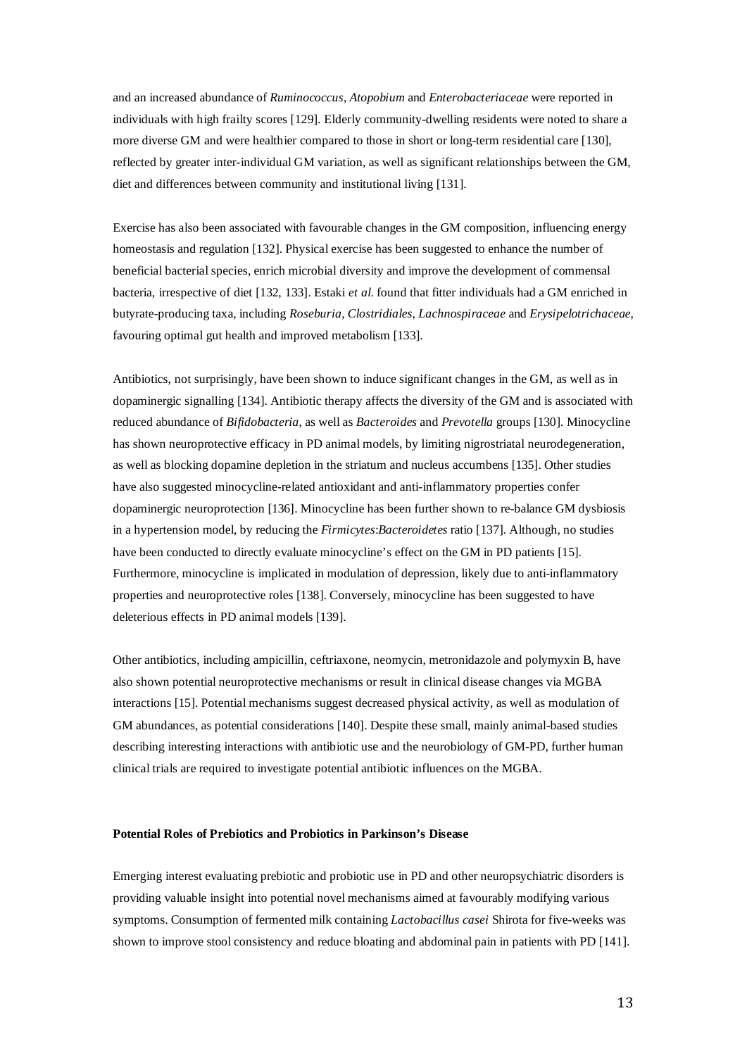and an increased abundance of *Ruminococcus*, *Atopobium* and *Enterobacteriaceae* were reported in individuals with high frailty scores [129]. Elderly community-dwelling residents were noted to share a more diverse GM and were healthier compared to those in short or long-term residential care [130], reflected by greater inter-individual GM variation, as well as significant relationships between the GM, diet and differences between community and institutional living [131].

Exercise has also been associated with favourable changes in the GM composition, influencing energy homeostasis and regulation [132]. Physical exercise has been suggested to enhance the number of beneficial bacterial species, enrich microbial diversity and improve the development of commensal bacteria, irrespective of diet [132, 133]. Estaki *et al.* found that fitter individuals had a GM enriched in butyrate-producing taxa, including *Roseburia*, *Clostridiales*, *Lachnospiraceae* and *Erysipelotrichaceae*, favouring optimal gut health and improved metabolism [133].

Antibiotics, not surprisingly, have been shown to induce significant changes in the GM, as well as in dopaminergic signalling [134]. Antibiotic therapy affects the diversity of the GM and is associated with reduced abundance of *Bifidobacteria*, as well as *Bacteroides* and *Prevotella* groups [130]. Minocycline has shown neuroprotective efficacy in PD animal models, by limiting nigrostriatal neurodegeneration, as well as blocking dopamine depletion in the striatum and nucleus accumbens [135]. Other studies have also suggested minocycline-related antioxidant and anti-inflammatory properties confer dopaminergic neuroprotection [136]. Minocycline has been further shown to re-balance GM dysbiosis in a hypertension model, by reducing the *Firmicytes*:*Bacteroidetes* ratio [137]. Although, no studies have been conducted to directly evaluate minocycline's effect on the GM in PD patients [15]. Furthermore, minocycline is implicated in modulation of depression, likely due to anti-inflammatory properties and neuroprotective roles [138]. Conversely, minocycline has been suggested to have deleterious effects in PD animal models [139].

Other antibiotics, including ampicillin, ceftriaxone, neomycin, metronidazole and polymyxin B, have also shown potential neuroprotective mechanisms or result in clinical disease changes via MGBA interactions [15]. Potential mechanisms suggest decreased physical activity, as well as modulation of GM abundances, as potential considerations [140]. Despite these small, mainly animal-based studies describing interesting interactions with antibiotic use and the neurobiology of GM-PD, further human clinical trials are required to investigate potential antibiotic influences on the MGBA.

**Potential Roles of Prebiotics and Probiotics in Parkinson's Disease**

Emerging interest evaluating prebiotic and probiotic use in PD and other neuropsychiatric disorders is providing valuable insight into potential novel mechanisms aimed at favourably modifying various symptoms. Consumption of fermented milk containing *Lactobacillus casei* Shirota for five-weeks was shown to improve stool consistency and reduce bloating and abdominal pain in patients with PD [141].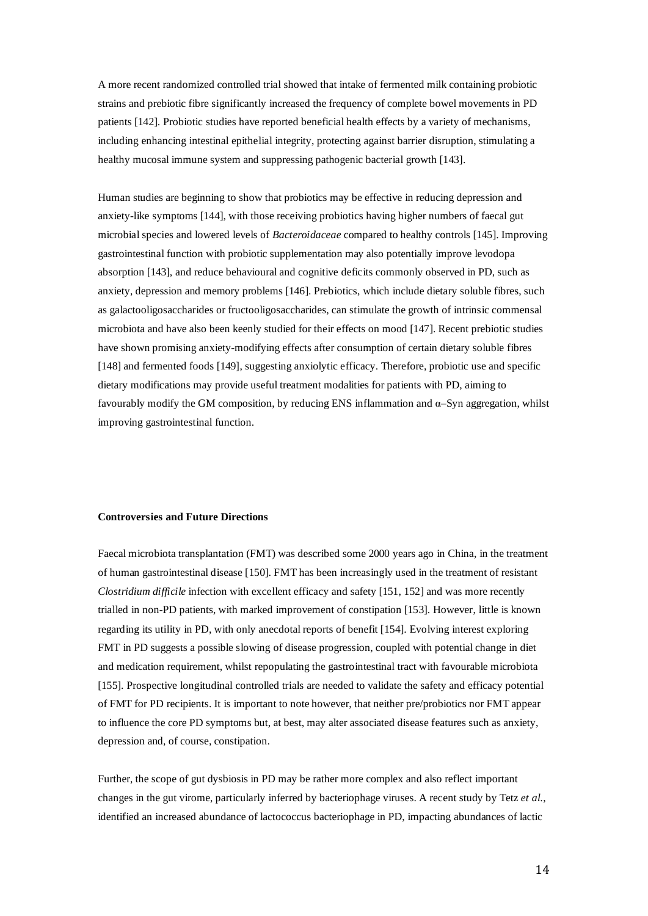A more recent randomized controlled trial showed that intake of fermented milk containing probiotic strains and prebiotic fibre significantly increased the frequency of complete bowel movements in PD patients [142]. Probiotic studies have reported beneficial health effects by a variety of mechanisms, including enhancing intestinal epithelial integrity, protecting against barrier disruption, stimulating a healthy mucosal immune system and suppressing pathogenic bacterial growth [143].

Human studies are beginning to show that probiotics may be effective in reducing depression and anxiety-like symptoms [144], with those receiving probiotics having higher numbers of faecal gut microbial species and lowered levels of *Bacteroidaceae* compared to healthy controls [145]. Improving gastrointestinal function with probiotic supplementation may also potentially improve levodopa absorption [143], and reduce behavioural and cognitive deficits commonly observed in PD, such as anxiety, depression and memory problems [146]. Prebiotics, which include dietary soluble fibres, such as galactooligosaccharides or fructooligosaccharides, can stimulate the growth of intrinsic commensal microbiota and have also been keenly studied for their effects on mood [147]. Recent prebiotic studies have shown promising anxiety-modifying effects after consumption of certain dietary soluble fibres [148] and fermented foods [149], suggesting anxiolytic efficacy. Therefore, probiotic use and specific dietary modifications may provide useful treatment modalities for patients with PD, aiming to favourably modify the GM composition, by reducing ENS inflammation and α–Syn aggregation, whilst improving gastrointestinal function.

**Controversies and Future Directions**

Faecal microbiota transplantation (FMT) was described some 2000 years ago in China, in the treatment of human gastrointestinal disease [150]. FMT has been increasingly used in the treatment of resistant *Clostridium difficile* infection with excellent efficacy and safety [151, 152] and was more recently trialled in non-PD patients, with marked improvement of constipation [153]. However, little is known regarding its utility in PD, with only anecdotal reports of benefit [154]. Evolving interest exploring FMT in PD suggests a possible slowing of disease progression, coupled with potential change in diet and medication requirement, whilst repopulating the gastrointestinal tract with favourable microbiota [155]. Prospective longitudinal controlled trials are needed to validate the safety and efficacy potential of FMT for PD recipients. It is important to note however, that neither pre/probiotics nor FMT appear to influence the core PD symptoms but, at best, may alter associated disease features such as anxiety, depression and, of course, constipation.

Further, the scope of gut dysbiosis in PD may be rather more complex and also reflect important changes in the gut virome, particularly inferred by bacteriophage viruses. A recent study by Tetz *et al.*, identified an increased abundance of lactococcus bacteriophage in PD, impacting abundances of lactic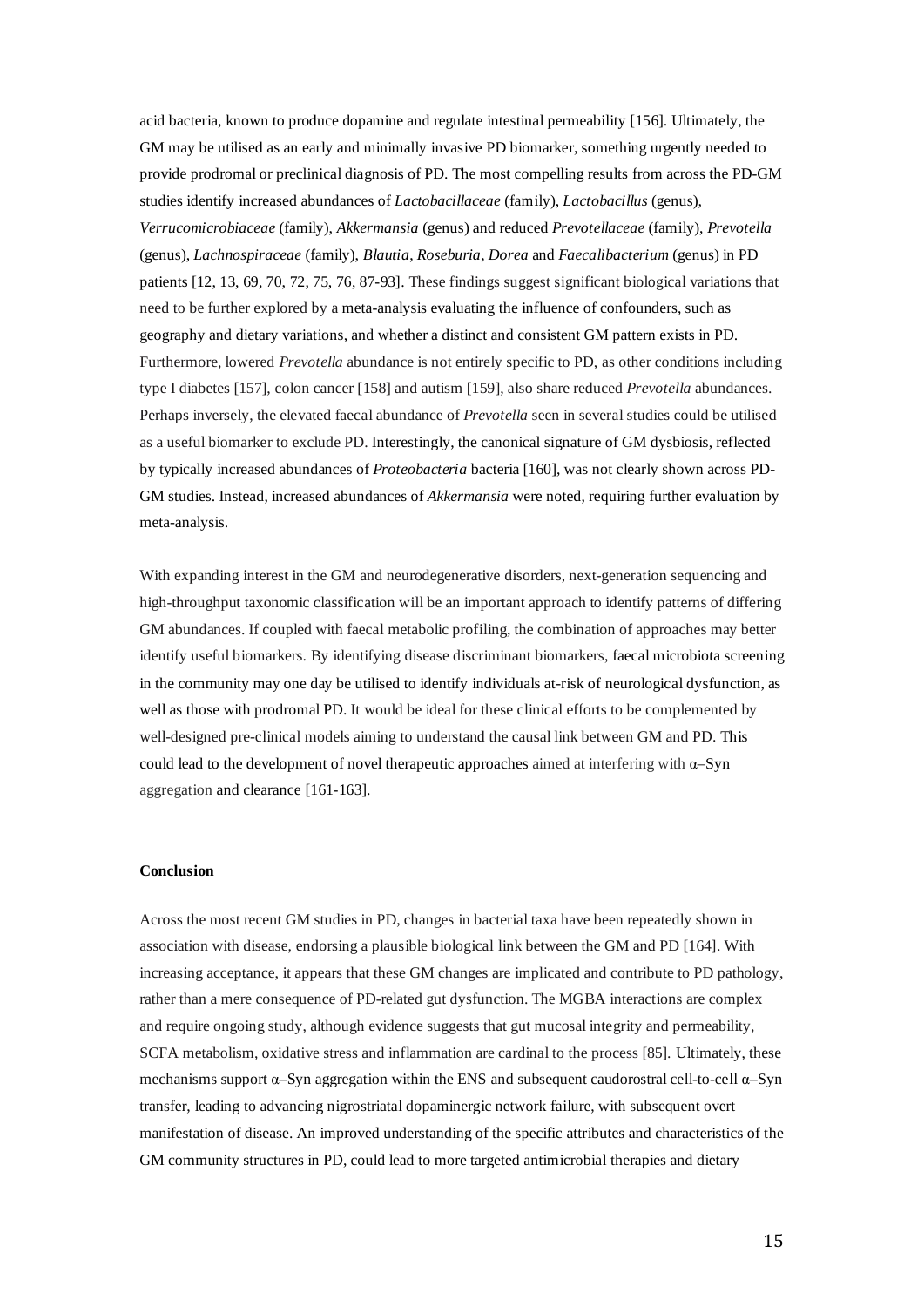acid bacteria, known to produce dopamine and regulate intestinal permeability [156]. Ultimately, the GM may be utilised as an early and minimally invasive PD biomarker, something urgently needed to provide prodromal or preclinical diagnosis of PD. The most compelling results from across the PD-GM studies identify increased abundances of *Lactobacillaceae* (family), *Lactobacillus* (genus), *Verrucomicrobiaceae* (family), *Akkermansia* (genus) and reduced *Prevotellaceae* (family), *Prevotella* (genus), *Lachnospiraceae* (family), *Blautia*, *Roseburia*, *Dorea* and *Faecalibacterium* (genus) in PD patients [12, 13, 69, 70, 72, 75, 76, 87-93]. These findings suggest significant biological variations that need to be further explored by a meta-analysis evaluating the influence of confounders, such as geography and dietary variations, and whether a distinct and consistent GM pattern exists in PD. Furthermore, lowered *Prevotella* abundance is not entirely specific to PD, as other conditions including type I diabetes [157], colon cancer [158] and autism [159], also share reduced *Prevotella* abundances. Perhaps inversely, the elevated faecal abundance of *Prevotella* seen in several studies could be utilised as a useful biomarker to exclude PD. Interestingly, the canonical signature of GM dysbiosis, reflected by typically increased abundances of *Proteobacteria* bacteria [160], was not clearly shown across PD-GM studies. Instead, increased abundances of *Akkermansia* were noted, requiring further evaluation by meta-analysis.

With expanding interest in the GM and neurodegenerative disorders, next-generation sequencing and high-throughput taxonomic classification will be an important approach to identify patterns of differing GM abundances. If coupled with faecal metabolic profiling, the combination of approaches may better identify useful biomarkers. By identifying disease discriminant biomarkers, faecal microbiota screening in the community may one day be utilised to identify individuals at-risk of neurological dysfunction, as well as those with prodromal PD. It would be ideal for these clinical efforts to be complemented by well-designed pre-clinical models aiming to understand the causal link between GM and PD. This could lead to the development of novel therapeutic approaches aimed at interfering with α–Syn aggregation and clearance [161-163].

**Conclusion**

Across the most recent GM studies in PD, changes in bacterial taxa have been repeatedly shown in association with disease, endorsing a plausible biological link between the GM and PD [164]. With increasing acceptance, it appears that these GM changes are implicated and contribute to PD pathology, rather than a mere consequence of PD-related gut dysfunction. The MGBA interactions are complex and require ongoing study, although evidence suggests that gut mucosal integrity and permeability, SCFA metabolism, oxidative stress and inflammation are cardinal to the process [85]. Ultimately, these mechanisms support α–Syn aggregation within the ENS and subsequent caudorostral cell-to-cell α–Syn transfer, leading to advancing nigrostriatal dopaminergic network failure, with subsequent overt manifestation of disease. An improved understanding of the specific attributes and characteristics of the GM community structures in PD, could lead to more targeted antimicrobial therapies and dietary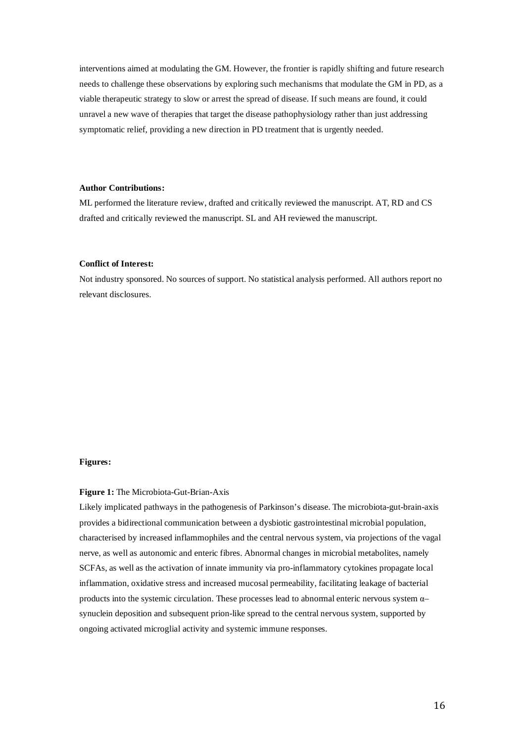interventions aimed at modulating the GM. However, the frontier is rapidly shifting and future research needs to challenge these observations by exploring such mechanisms that modulate the GM in PD, as a viable therapeutic strategy to slow or arrest the spread of disease. If such means are found, it could unravel a new wave of therapies that target the disease pathophysiology rather than just addressing symptomatic relief, providing a new direction in PD treatment that is urgently needed.

**Author Contributions:**

ML performed the literature review, drafted and critically reviewed the manuscript. AT, RD and CS drafted and critically reviewed the manuscript. SL and AH reviewed the manuscript.

**Conflict of Interest:**

Not industry sponsored. No sources of support. No statistical analysis performed. All authors report no relevant disclosures.

**Figures:**

**Figure 1:** The Microbiota-Gut-Brian-Axis

Likely implicated pathways in the pathogenesis of Parkinson's disease. The microbiota-gut-brain-axis provides a bidirectional communication between a dysbiotic gastrointestinal microbial population, characterised by increased inflammophiles and the central nervous system, via projections of the vagal nerve, as well as autonomic and enteric fibres. Abnormal changes in microbial metabolites, namely SCFAs, as well as the activation of innate immunity via pro-inflammatory cytokines propagate local inflammation, oxidative stress and increased mucosal permeability, facilitating leakage of bacterial products into the systemic circulation. These processes lead to abnormal enteric nervous system α–synuclein deposition and subsequent prion-like spread to the central nervous system, supported by ongoing activated microglial activity and systemic immune responses.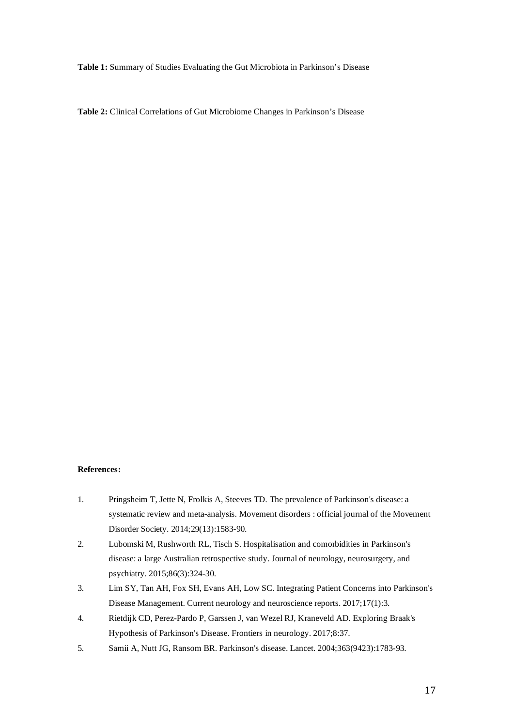**Table 1:** Summary of Studies Evaluating the Gut Microbiota in Parkinson's Disease

**Table 2:** Clinical Correlations of Gut Microbiome Changes in Parkinson's Disease

**References:**

1. Pringsheim T, Jette N, Frolkis A, Steeves TD. The prevalence of Parkinson's disease: a systematic review and meta-analysis. Movement disorders : official journal of the Movement Disorder Society. 2014;29(13):1583-90.
2. Lubomski M, Rushworth RL, Tisch S. Hospitalisation and comorbidities in Parkinson's disease: a large Australian retrospective study. Journal of neurology, neurosurgery, and psychiatry. 2015;86(3):324-30.
3. Lim SY, Tan AH, Fox SH, Evans AH, Low SC. Integrating Patient Concerns into Parkinson's Disease Management. Current neurology and neuroscience reports. 2017;17(1):3.
4. Rietdijk CD, Perez-Pardo P, Garssen J, van Wezel RJ, Kraneveld AD. Exploring Braak's Hypothesis of Parkinson's Disease. Frontiers in neurology. 2017;8:37.
5. Samii A, Nutt JG, Ransom BR. Parkinson's disease. Lancet. 2004;363(9423):1783-93.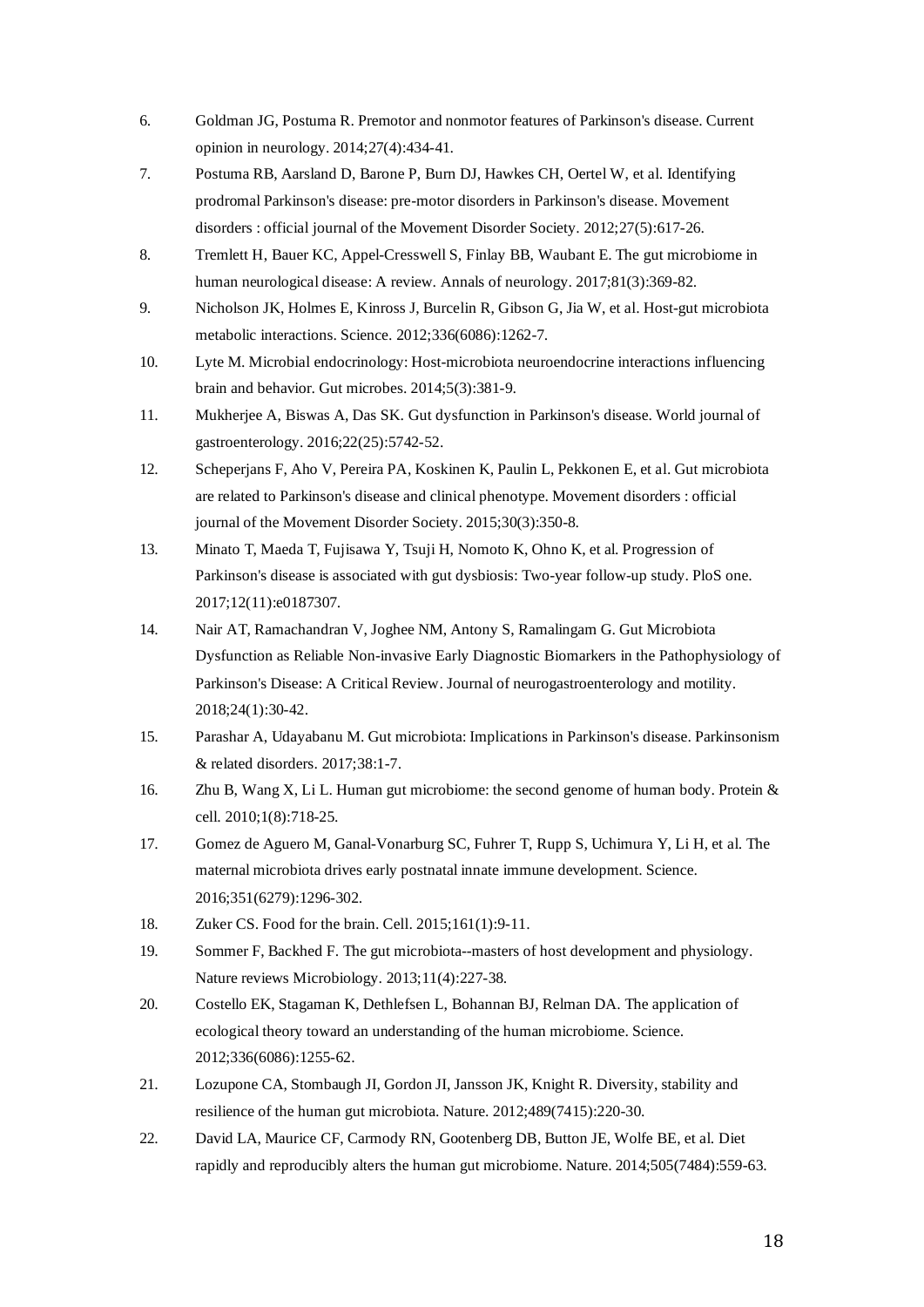6. Goldman JG, Postuma R. Premotor and nonmotor features of Parkinson's disease. Current opinion in neurology. 2014;27(4):434-41.
7. Postuma RB, Aarsland D, Barone P, Burn DJ, Hawkes CH, Oertel W, et al. Identifying prodromal Parkinson's disease: pre-motor disorders in Parkinson's disease. Movement disorders : official journal of the Movement Disorder Society. 2012;27(5):617-26.
8. Tremlett H, Bauer KC, Appel-Cresswell S, Finlay BB, Waubant E. The gut microbiome in human neurological disease: A review. Annals of neurology. 2017;81(3):369-82.
9. Nicholson JK, Holmes E, Kinross J, Burcelin R, Gibson G, Jia W, et al. Host-gut microbiota metabolic interactions. Science. 2012;336(6086):1262-7.
10. Lyte M. Microbial endocrinology: Host-microbiota neuroendocrine interactions influencing brain and behavior. Gut microbes. 2014;5(3):381-9.
11. Mukherjee A, Biswas A, Das SK. Gut dysfunction in Parkinson's disease. World journal of gastroenterology. 2016;22(25):5742-52.
12. Scheperjans F, Aho V, Pereira PA, Koskinen K, Paulin L, Pekkonen E, et al. Gut microbiota are related to Parkinson's disease and clinical phenotype. Movement disorders : official journal of the Movement Disorder Society. 2015;30(3):350-8.
13. Minato T, Maeda T, Fujisawa Y, Tsuji H, Nomoto K, Ohno K, et al. Progression of Parkinson's disease is associated with gut dysbiosis: Two-year follow-up study. PloS one. 2017;12(11):e0187307.
14. Nair AT, Ramachandran V, Joghee NM, Antony S, Ramalingam G. Gut Microbiota Dysfunction as Reliable Non-invasive Early Diagnostic Biomarkers in the Pathophysiology of Parkinson's Disease: A Critical Review. Journal of neurogastroenterology and motility. 2018;24(1):30-42.
15. Parashar A, Udayabanu M. Gut microbiota: Implications in Parkinson's disease. Parkinsonism & related disorders. 2017;38:1-7.
16. Zhu B, Wang X, Li L. Human gut microbiome: the second genome of human body. Protein & cell. 2010;1(8):718-25.
17. Gomez de Aguero M, Ganal-Vonarburg SC, Fuhrer T, Rupp S, Uchimura Y, Li H, et al. The maternal microbiota drives early postnatal innate immune development. Science. 2016;351(6279):1296-302.
18. Zuker CS. Food for the brain. Cell. 2015;161(1):9-11.
19. Sommer F, Backhed F. The gut microbiota--masters of host development and physiology. Nature reviews Microbiology. 2013;11(4):227-38.
20. Costello EK, Stagaman K, Dethlefsen L, Bohannan BJ, Relman DA. The application of ecological theory toward an understanding of the human microbiome. Science. 2012;336(6086):1255-62.
21. Lozupone CA, Stombaugh JI, Gordon JI, Jansson JK, Knight R. Diversity, stability and resilience of the human gut microbiota. Nature. 2012;489(7415):220-30.
22. David LA, Maurice CF, Carmody RN, Gootenberg DB, Button JE, Wolfe BE, et al. Diet rapidly and reproducibly alters the human gut microbiome. Nature. 2014;505(7484):559-63.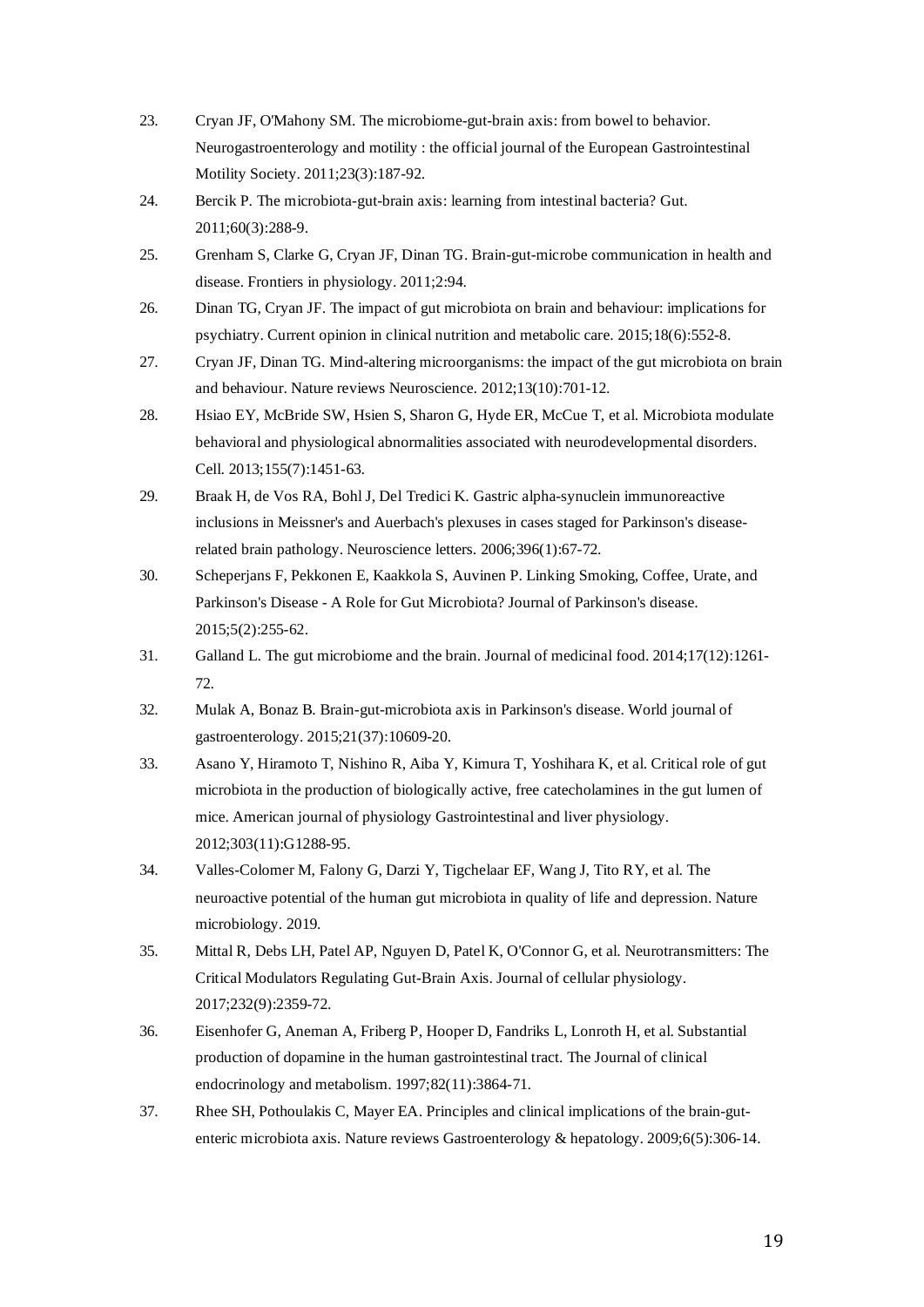23. Cryan JF, O'Mahony SM. The microbiome-gut-brain axis: from bowel to behavior. Neurogastroenterology and motility : the official journal of the European Gastrointestinal Motility Society. 2011;23(3):187-92.
24. Bercik P. The microbiota-gut-brain axis: learning from intestinal bacteria? Gut. 2011;60(3):288-9.
25. Grenham S, Clarke G, Cryan JF, Dinan TG. Brain-gut-microbe communication in health and disease. Frontiers in physiology. 2011;2:94.
26. Dinan TG, Cryan JF. The impact of gut microbiota on brain and behaviour: implications for psychiatry. Current opinion in clinical nutrition and metabolic care. 2015;18(6):552-8.
27. Cryan JF, Dinan TG. Mind-altering microorganisms: the impact of the gut microbiota on brain and behaviour. Nature reviews Neuroscience. 2012;13(10):701-12.
28. Hsiao EY, McBride SW, Hsien S, Sharon G, Hyde ER, McCue T, et al. Microbiota modulate behavioral and physiological abnormalities associated with neurodevelopmental disorders. Cell. 2013;155(7):1451-63.
29. Braak H, de Vos RA, Bohl J, Del Tredici K. Gastric alpha-synuclein immunoreactive inclusions in Meissner's and Auerbach's plexuses in cases staged for Parkinson's disease-related brain pathology. Neuroscience letters. 2006;396(1):67-72.
30. Scheperjans F, Pekkonen E, Kaakkola S, Auvinen P. Linking Smoking, Coffee, Urate, and Parkinson's Disease - A Role for Gut Microbiota? Journal of Parkinson's disease. 2015;5(2):255-62.
31. Galland L. The gut microbiome and the brain. Journal of medicinal food. 2014;17(12):1261-72.
32. Mulak A, Bonaz B. Brain-gut-microbiota axis in Parkinson's disease. World journal of gastroenterology. 2015;21(37):10609-20.
33. Asano Y, Hiramoto T, Nishino R, Aiba Y, Kimura T, Yoshihara K, et al. Critical role of gut microbiota in the production of biologically active, free catecholamines in the gut lumen of mice. American journal of physiology Gastrointestinal and liver physiology. 2012;303(11):G1288-95.
34. Valles-Colomer M, Falony G, Darzi Y, Tigchelaar EF, Wang J, Tito RY, et al. The neuroactive potential of the human gut microbiota in quality of life and depression. Nature microbiology. 2019.
35. Mittal R, Debs LH, Patel AP, Nguyen D, Patel K, O'Connor G, et al. Neurotransmitters: The Critical Modulators Regulating Gut-Brain Axis. Journal of cellular physiology. 2017;232(9):2359-72.
36. Eisenhofer G, Aneman A, Friberg P, Hooper D, Fandriks L, Lonroth H, et al. Substantial production of dopamine in the human gastrointestinal tract. The Journal of clinical endocrinology and metabolism. 1997;82(11):3864-71.
37. Rhee SH, Pothoulakis C, Mayer EA. Principles and clinical implications of the brain-gut-enteric microbiota axis. Nature reviews Gastroenterology & hepatology. 2009;6(5):306-14.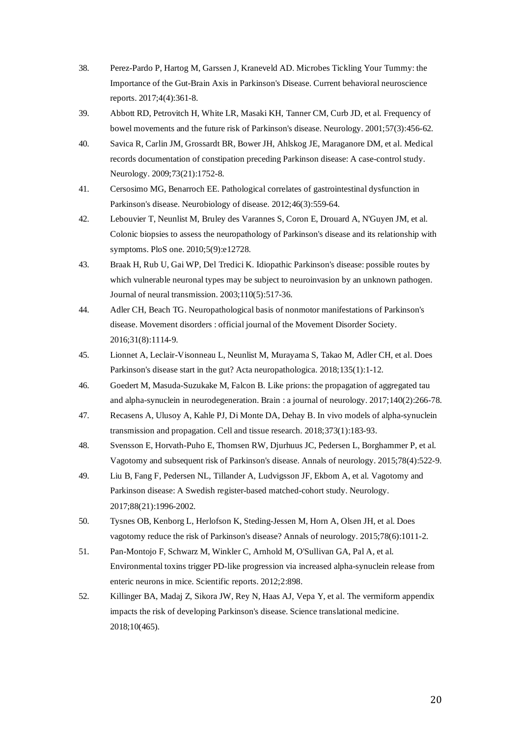38. Perez-Pardo P, Hartog M, Garssen J, Kraneveld AD. Microbes Tickling Your Tummy: the Importance of the Gut-Brain Axis in Parkinson's Disease. Current behavioral neuroscience reports. 2017;4(4):361-8.
39. Abbott RD, Petrovitch H, White LR, Masaki KH, Tanner CM, Curb JD, et al. Frequency of bowel movements and the future risk of Parkinson's disease. Neurology. 2001;57(3):456-62.
40. Savica R, Carlin JM, Grossardt BR, Bower JH, Ahlskog JE, Maraganore DM, et al. Medical records documentation of constipation preceding Parkinson disease: A case-control study. Neurology. 2009;73(21):1752-8.
41. Cersosimo MG, Benarroch EE. Pathological correlates of gastrointestinal dysfunction in Parkinson's disease. Neurobiology of disease. 2012;46(3):559-64.
42. Lebouvier T, Neunlist M, Bruley des Varannes S, Coron E, Drouard A, N'Guyen JM, et al. Colonic biopsies to assess the neuropathology of Parkinson's disease and its relationship with symptoms. PloS one. 2010;5(9):e12728.
43. Braak H, Rub U, Gai WP, Del Tredici K. Idiopathic Parkinson's disease: possible routes by which vulnerable neuronal types may be subject to neuroinvasion by an unknown pathogen. Journal of neural transmission. 2003;110(5):517-36.
44. Adler CH, Beach TG. Neuropathological basis of nonmotor manifestations of Parkinson's disease. Movement disorders : official journal of the Movement Disorder Society. 2016;31(8):1114-9.
45. Lionnet A, Leclair-Visonneau L, Neunlist M, Murayama S, Takao M, Adler CH, et al. Does Parkinson's disease start in the gut? Acta neuropathologica. 2018;135(1):1-12.
46. Goedert M, Masuda-Suzukake M, Falcon B. Like prions: the propagation of aggregated tau and alpha-synuclein in neurodegeneration. Brain : a journal of neurology. 2017;140(2):266-78.
47. Recasens A, Ulusoy A, Kahle PJ, Di Monte DA, Dehay B. In vivo models of alpha-synuclein transmission and propagation. Cell and tissue research. 2018;373(1):183-93.
48. Svensson E, Horvath-Puho E, Thomsen RW, Djurhuus JC, Pedersen L, Borghammer P, et al. Vagotomy and subsequent risk of Parkinson's disease. Annals of neurology. 2015;78(4):522-9.
49. Liu B, Fang F, Pedersen NL, Tillander A, Ludvigsson JF, Ekbom A, et al. Vagotomy and Parkinson disease: A Swedish register-based matched-cohort study. Neurology. 2017;88(21):1996-2002.
50. Tysnes OB, Kenborg L, Herlofson K, Steding-Jessen M, Horn A, Olsen JH, et al. Does vagotomy reduce the risk of Parkinson's disease? Annals of neurology. 2015;78(6):1011-2.
51. Pan-Montojo F, Schwarz M, Winkler C, Arnhold M, O'Sullivan GA, Pal A, et al. Environmental toxins trigger PD-like progression via increased alpha-synuclein release from enteric neurons in mice. Scientific reports. 2012;2:898.
52. Killinger BA, Madaj Z, Sikora JW, Rey N, Haas AJ, Vepa Y, et al. The vermiform appendix impacts the risk of developing Parkinson's disease. Science translational medicine. 2018;10(465).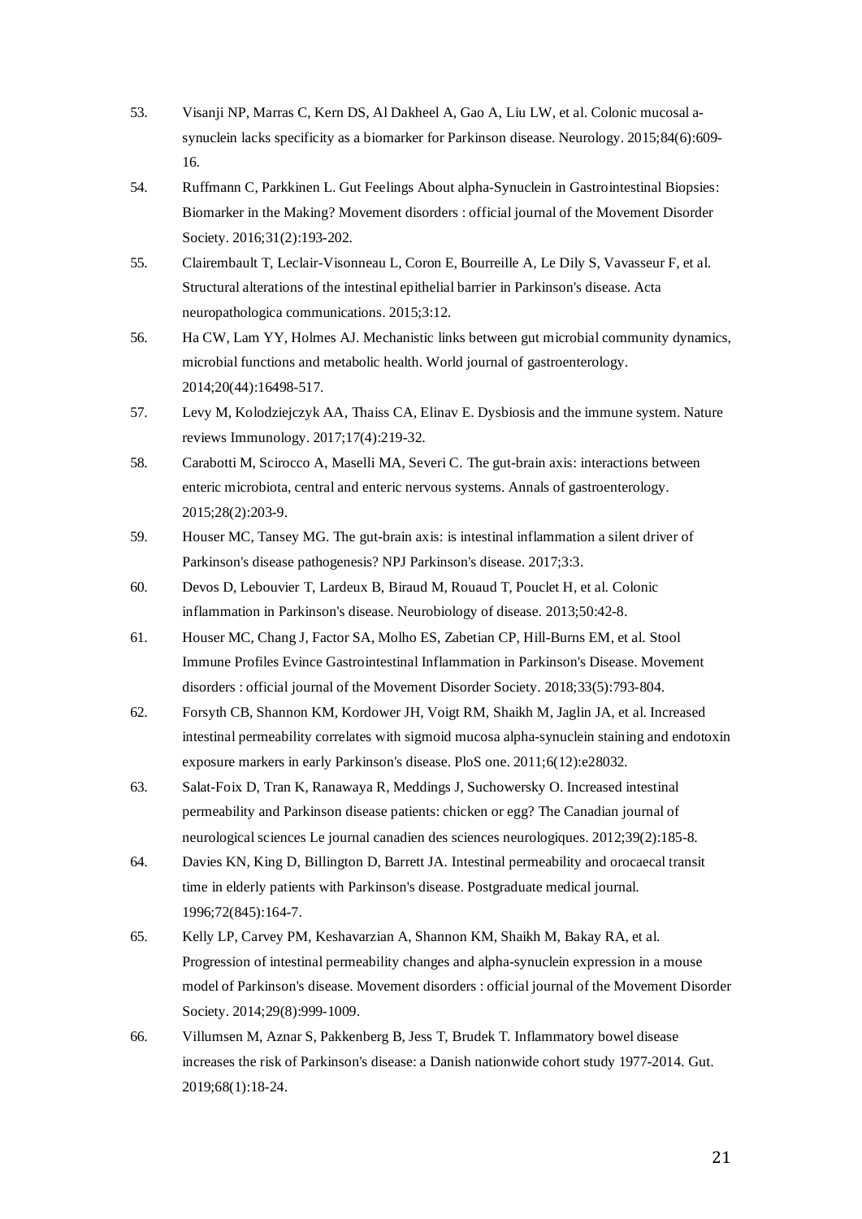53. Visanji NP, Marras C, Kern DS, Al Dakheel A, Gao A, Liu LW, et al. Colonic mucosal a-synuclein lacks specificity as a biomarker for Parkinson disease. Neurology. 2015;84(6):609-16.
54. Ruffmann C, Parkkinen L. Gut Feelings About alpha-Synuclein in Gastrointestinal Biopsies: Biomarker in the Making? Movement disorders : official journal of the Movement Disorder Society. 2016;31(2):193-202.
55. Clairembault T, Leclair-Visonneau L, Coron E, Bourreille A, Le Dily S, Vavasseur F, et al. Structural alterations of the intestinal epithelial barrier in Parkinson's disease. Acta neuropathologica communications. 2015;3:12.
56. Ha CW, Lam YY, Holmes AJ. Mechanistic links between gut microbial community dynamics, microbial functions and metabolic health. World journal of gastroenterology. 2014;20(44):16498-517.
57. Levy M, Kolodziejczyk AA, Thaiss CA, Elinav E. Dysbiosis and the immune system. Nature reviews Immunology. 2017;17(4):219-32.
58. Carabotti M, Scirocco A, Maselli MA, Severi C. The gut-brain axis: interactions between enteric microbiota, central and enteric nervous systems. Annals of gastroenterology. 2015;28(2):203-9.
59. Houser MC, Tansey MG. The gut-brain axis: is intestinal inflammation a silent driver of Parkinson's disease pathogenesis? NPJ Parkinson's disease. 2017;3:3.
60. Devos D, Lebouvier T, Lardeux B, Biraud M, Rouaud T, Pouclet H, et al. Colonic inflammation in Parkinson's disease. Neurobiology of disease. 2013;50:42-8.
61. Houser MC, Chang J, Factor SA, Molho ES, Zabetian CP, Hill-Burns EM, et al. Stool Immune Profiles Evince Gastrointestinal Inflammation in Parkinson's Disease. Movement disorders : official journal of the Movement Disorder Society. 2018;33(5):793-804.
62. Forsyth CB, Shannon KM, Kordower JH, Voigt RM, Shaikh M, Jaglin JA, et al. Increased intestinal permeability correlates with sigmoid mucosa alpha-synuclein staining and endotoxin exposure markers in early Parkinson's disease. PloS one. 2011;6(12):e28032.
63. Salat-Foix D, Tran K, Ranawaya R, Meddings J, Suchowersky O. Increased intestinal permeability and Parkinson disease patients: chicken or egg? The Canadian journal of neurological sciences Le journal canadien des sciences neurologiques. 2012;39(2):185-8.
64. Davies KN, King D, Billington D, Barrett JA. Intestinal permeability and orocaecal transit time in elderly patients with Parkinson's disease. Postgraduate medical journal. 1996;72(845):164-7.
65. Kelly LP, Carvey PM, Keshavarzian A, Shannon KM, Shaikh M, Bakay RA, et al. Progression of intestinal permeability changes and alpha-synuclein expression in a mouse model of Parkinson's disease. Movement disorders : official journal of the Movement Disorder Society. 2014;29(8):999-1009.
66. Villumsen M, Aznar S, Pakkenberg B, Jess T, Brudek T. Inflammatory bowel disease increases the risk of Parkinson's disease: a Danish nationwide cohort study 1977-2014. Gut. 2019;68(1):18-24.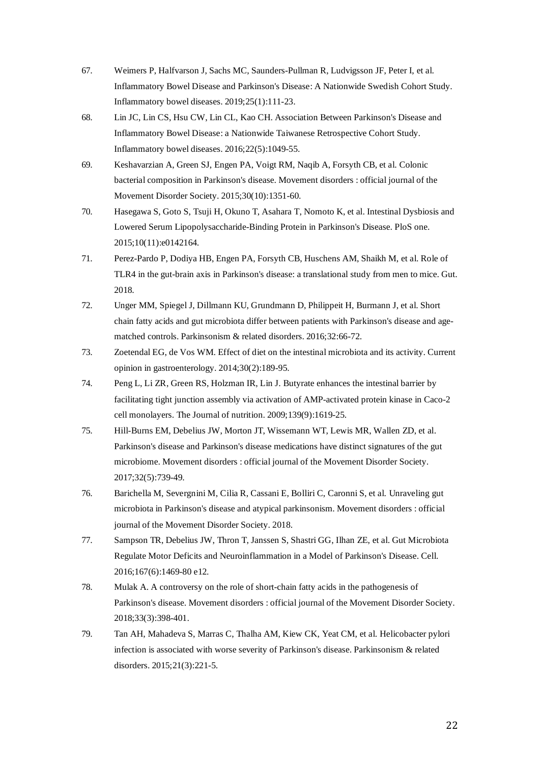67. Weimers P, Halfvarson J, Sachs MC, Saunders-Pullman R, Ludvigsson JF, Peter I, et al. Inflammatory Bowel Disease and Parkinson's Disease: A Nationwide Swedish Cohort Study. Inflammatory bowel diseases. 2019;25(1):111-23.
68. Lin JC, Lin CS, Hsu CW, Lin CL, Kao CH. Association Between Parkinson's Disease and Inflammatory Bowel Disease: a Nationwide Taiwanese Retrospective Cohort Study. Inflammatory bowel diseases. 2016;22(5):1049-55.
69. Keshavarzian A, Green SJ, Engen PA, Voigt RM, Naqib A, Forsyth CB, et al. Colonic bacterial composition in Parkinson's disease. Movement disorders : official journal of the Movement Disorder Society. 2015;30(10):1351-60.
70. Hasegawa S, Goto S, Tsuji H, Okuno T, Asahara T, Nomoto K, et al. Intestinal Dysbiosis and Lowered Serum Lipopolysaccharide-Binding Protein in Parkinson's Disease. PloS one. 2015;10(11):e0142164.
71. Perez-Pardo P, Dodiya HB, Engen PA, Forsyth CB, Huschens AM, Shaikh M, et al. Role of TLR4 in the gut-brain axis in Parkinson's disease: a translational study from men to mice. Gut. 2018.
72. Unger MM, Spiegel J, Dillmann KU, Grundmann D, Philippeit H, Burmann J, et al. Short chain fatty acids and gut microbiota differ between patients with Parkinson's disease and age-matched controls. Parkinsonism & related disorders. 2016;32:66-72.
73. Zoetendal EG, de Vos WM. Effect of diet on the intestinal microbiota and its activity. Current opinion in gastroenterology. 2014;30(2):189-95.
74. Peng L, Li ZR, Green RS, Holzman IR, Lin J. Butyrate enhances the intestinal barrier by facilitating tight junction assembly via activation of AMP-activated protein kinase in Caco-2 cell monolayers. The Journal of nutrition. 2009;139(9):1619-25.
75. Hill-Burns EM, Debelius JW, Morton JT, Wissemann WT, Lewis MR, Wallen ZD, et al. Parkinson's disease and Parkinson's disease medications have distinct signatures of the gut microbiome. Movement disorders : official journal of the Movement Disorder Society. 2017;32(5):739-49.
76. Barichella M, Severgnini M, Cilia R, Cassani E, Bolliri C, Caronni S, et al. Unraveling gut microbiota in Parkinson's disease and atypical parkinsonism. Movement disorders : official journal of the Movement Disorder Society. 2018.
77. Sampson TR, Debelius JW, Thron T, Janssen S, Shastri GG, Ilhan ZE, et al. Gut Microbiota Regulate Motor Deficits and Neuroinflammation in a Model of Parkinson's Disease. Cell. 2016;167(6):1469-80 e12.
78. Mulak A. A controversy on the role of short-chain fatty acids in the pathogenesis of Parkinson's disease. Movement disorders : official journal of the Movement Disorder Society. 2018;33(3):398-401.
79. Tan AH, Mahadeva S, Marras C, Thalha AM, Kiew CK, Yeat CM, et al. Helicobacter pylori infection is associated with worse severity of Parkinson's disease. Parkinsonism & related disorders. 2015;21(3):221-5.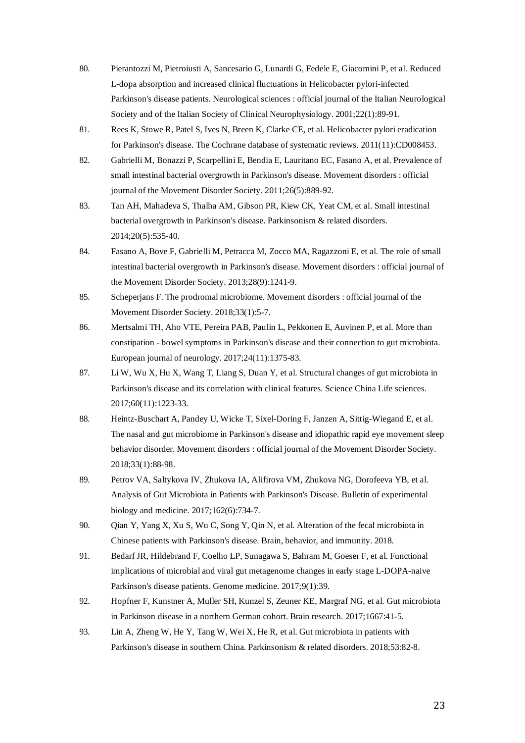80. Pierantozzi M, Pietroiusti A, Sancesario G, Lunardi G, Fedele E, Giacomini P, et al. Reduced L-dopa absorption and increased clinical fluctuations in Helicobacter pylori-infected Parkinson's disease patients. Neurological sciences : official journal of the Italian Neurological Society and of the Italian Society of Clinical Neurophysiology. 2001;22(1):89-91.
81. Rees K, Stowe R, Patel S, Ives N, Breen K, Clarke CE, et al. Helicobacter pylori eradication for Parkinson's disease. The Cochrane database of systematic reviews. 2011(11):CD008453.
82. Gabrielli M, Bonazzi P, Scarpellini E, Bendia E, Lauritano EC, Fasano A, et al. Prevalence of small intestinal bacterial overgrowth in Parkinson's disease. Movement disorders : official journal of the Movement Disorder Society. 2011;26(5):889-92.
83. Tan AH, Mahadeva S, Thalha AM, Gibson PR, Kiew CK, Yeat CM, et al. Small intestinal bacterial overgrowth in Parkinson's disease. Parkinsonism & related disorders. 2014;20(5):535-40.
84. Fasano A, Bove F, Gabrielli M, Petracca M, Zocco MA, Ragazzoni E, et al. The role of small intestinal bacterial overgrowth in Parkinson's disease. Movement disorders : official journal of the Movement Disorder Society. 2013;28(9):1241-9.
85. Scheperjans F. The prodromal microbiome. Movement disorders : official journal of the Movement Disorder Society. 2018;33(1):5-7.
86. Mertsalmi TH, Aho VTE, Pereira PAB, Paulin L, Pekkonen E, Auvinen P, et al. More than constipation - bowel symptoms in Parkinson's disease and their connection to gut microbiota. European journal of neurology. 2017;24(11):1375-83.
87. Li W, Wu X, Hu X, Wang T, Liang S, Duan Y, et al. Structural changes of gut microbiota in Parkinson's disease and its correlation with clinical features. Science China Life sciences. 2017;60(11):1223-33.
88. Heintz-Buschart A, Pandey U, Wicke T, Sixel-Doring F, Janzen A, Sittig-Wiegand E, et al. The nasal and gut microbiome in Parkinson's disease and idiopathic rapid eye movement sleep behavior disorder. Movement disorders : official journal of the Movement Disorder Society. 2018;33(1):88-98.
89. Petrov VA, Saltykova IV, Zhukova IA, Alifirova VM, Zhukova NG, Dorofeeva YB, et al. Analysis of Gut Microbiota in Patients with Parkinson's Disease. Bulletin of experimental biology and medicine. 2017;162(6):734-7.
90. Qian Y, Yang X, Xu S, Wu C, Song Y, Qin N, et al. Alteration of the fecal microbiota in Chinese patients with Parkinson's disease. Brain, behavior, and immunity. 2018.
91. Bedarf JR, Hildebrand F, Coelho LP, Sunagawa S, Bahram M, Goeser F, et al. Functional implications of microbial and viral gut metagenome changes in early stage L-DOPA-naive Parkinson's disease patients. Genome medicine. 2017;9(1):39.
92. Hopfner F, Kunstner A, Muller SH, Kunzel S, Zeuner KE, Margraf NG, et al. Gut microbiota in Parkinson disease in a northern German cohort. Brain research. 2017;1667:41-5.
93. Lin A, Zheng W, He Y, Tang W, Wei X, He R, et al. Gut microbiota in patients with Parkinson's disease in southern China. Parkinsonism & related disorders. 2018;53:82-8.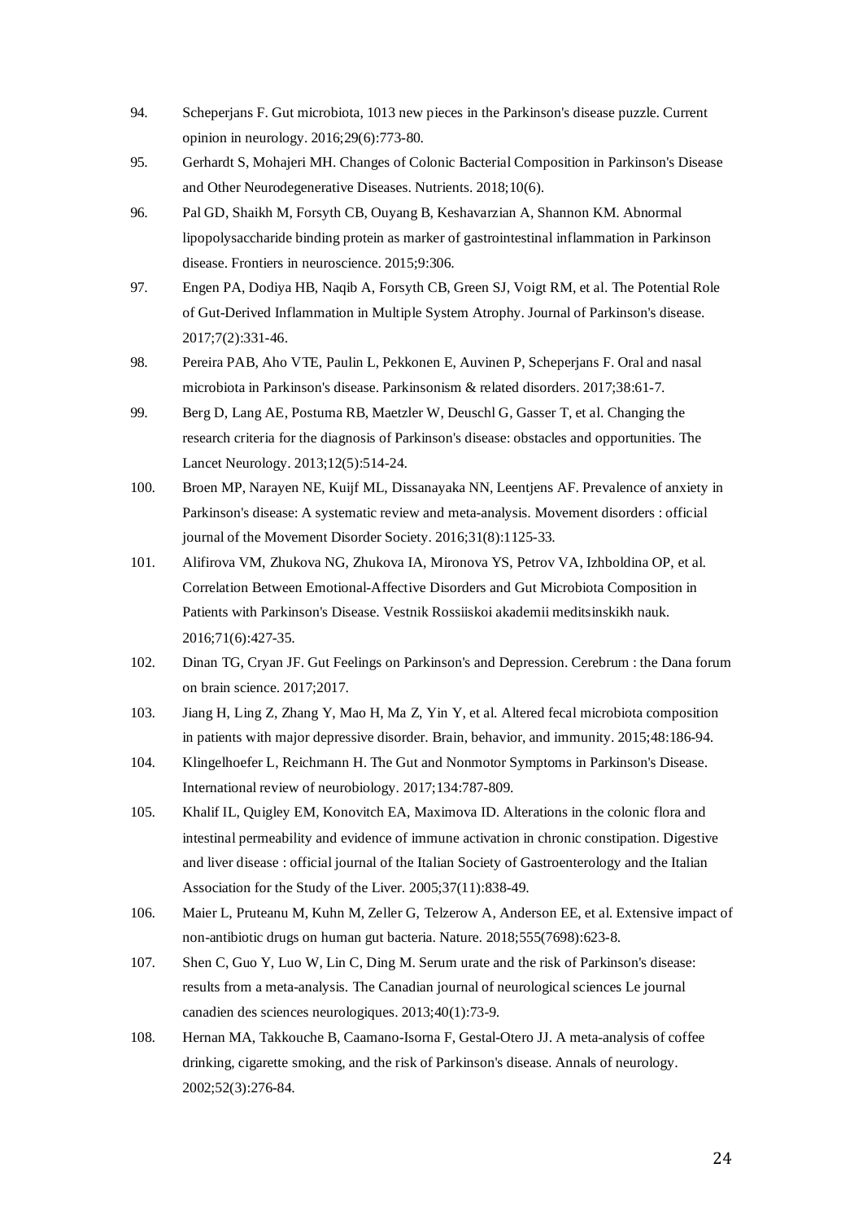94. Scheperjans F. Gut microbiota, 1013 new pieces in the Parkinson's disease puzzle. Current opinion in neurology. 2016;29(6):773-80.
95. Gerhardt S, Mohajeri MH. Changes of Colonic Bacterial Composition in Parkinson's Disease and Other Neurodegenerative Diseases. Nutrients. 2018;10(6).
96. Pal GD, Shaikh M, Forsyth CB, Ouyang B, Keshavarzian A, Shannon KM. Abnormal lipopolysaccharide binding protein as marker of gastrointestinal inflammation in Parkinson disease. Frontiers in neuroscience. 2015;9:306.
97. Engen PA, Dodiya HB, Naqib A, Forsyth CB, Green SJ, Voigt RM, et al. The Potential Role of Gut-Derived Inflammation in Multiple System Atrophy. Journal of Parkinson's disease. 2017;7(2):331-46.
98. Pereira PAB, Aho VTE, Paulin L, Pekkonen E, Auvinen P, Scheperjans F. Oral and nasal microbiota in Parkinson's disease. Parkinsonism & related disorders. 2017;38:61-7.
99. Berg D, Lang AE, Postuma RB, Maetzler W, Deuschl G, Gasser T, et al. Changing the research criteria for the diagnosis of Parkinson's disease: obstacles and opportunities. The Lancet Neurology. 2013;12(5):514-24.
100. Broen MP, Narayen NE, Kuijf ML, Dissanayaka NN, Leentjens AF. Prevalence of anxiety in Parkinson's disease: A systematic review and meta-analysis. Movement disorders : official journal of the Movement Disorder Society. 2016;31(8):1125-33.
101. Alifirova VM, Zhukova NG, Zhukova IA, Mironova YS, Petrov VA, Izhboldina OP, et al. Correlation Between Emotional-Affective Disorders and Gut Microbiota Composition in Patients with Parkinson's Disease. Vestnik Rossiiskoi akademii meditsinskikh nauk. 2016;71(6):427-35.
102. Dinan TG, Cryan JF. Gut Feelings on Parkinson's and Depression. Cerebrum : the Dana forum on brain science. 2017;2017.
103. Jiang H, Ling Z, Zhang Y, Mao H, Ma Z, Yin Y, et al. Altered fecal microbiota composition in patients with major depressive disorder. Brain, behavior, and immunity. 2015;48:186-94.
104. Klingelhoefer L, Reichmann H. The Gut and Nonmotor Symptoms in Parkinson's Disease. International review of neurobiology. 2017;134:787-809.
105. Khalif IL, Quigley EM, Konovitch EA, Maximova ID. Alterations in the colonic flora and intestinal permeability and evidence of immune activation in chronic constipation. Digestive and liver disease : official journal of the Italian Society of Gastroenterology and the Italian Association for the Study of the Liver. 2005;37(11):838-49.
106. Maier L, Pruteanu M, Kuhn M, Zeller G, Telzerow A, Anderson EE, et al. Extensive impact of non-antibiotic drugs on human gut bacteria. Nature. 2018;555(7698):623-8.
107. Shen C, Guo Y, Luo W, Lin C, Ding M. Serum urate and the risk of Parkinson's disease: results from a meta-analysis. The Canadian journal of neurological sciences Le journal canadien des sciences neurologiques. 2013;40(1):73-9.
108. Hernan MA, Takkouche B, Caamano-Isorna F, Gestal-Otero JJ. A meta-analysis of coffee drinking, cigarette smoking, and the risk of Parkinson's disease. Annals of neurology. 2002;52(3):276-84.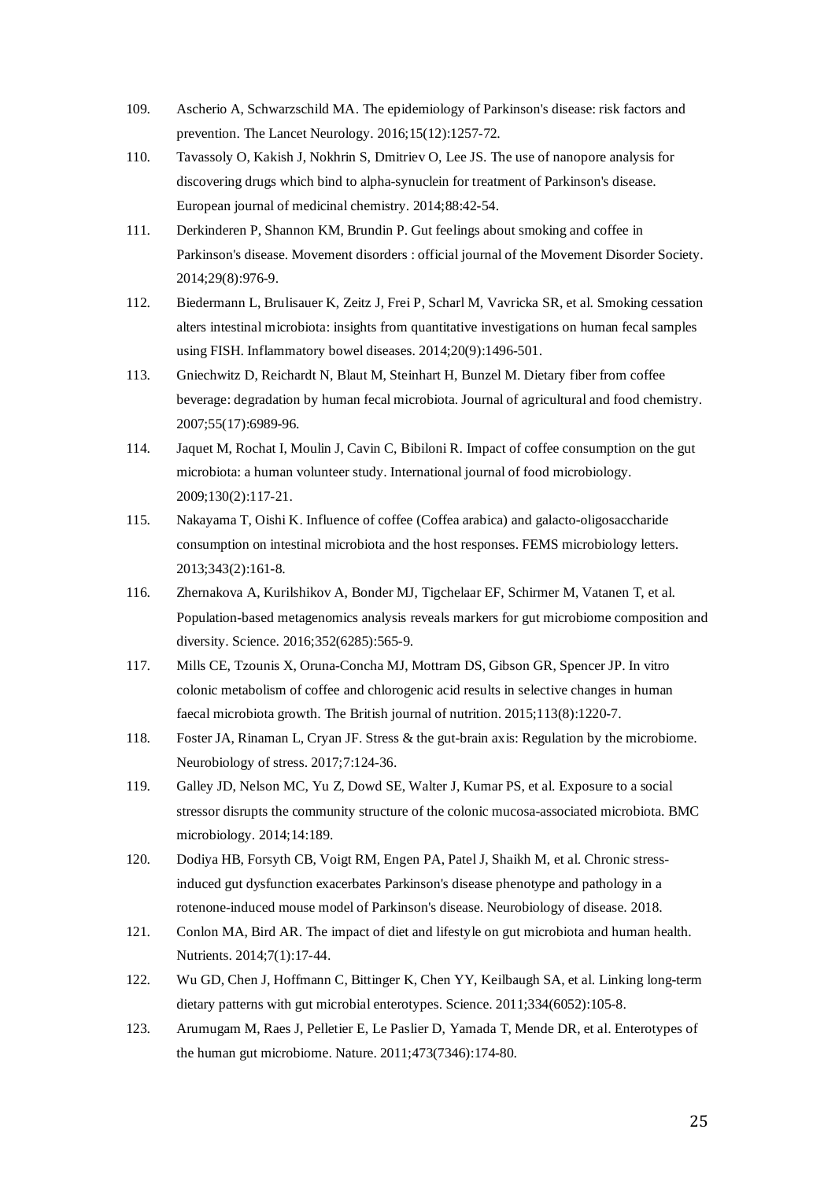109. Ascherio A, Schwarzschild MA. The epidemiology of Parkinson's disease: risk factors and prevention. The Lancet Neurology. 2016;15(12):1257-72.
110. Tavassoly O, Kakish J, Nokhrin S, Dmitriev O, Lee JS. The use of nanopore analysis for discovering drugs which bind to alpha-synuclein for treatment of Parkinson's disease. European journal of medicinal chemistry. 2014;88:42-54.
111. Derkinderen P, Shannon KM, Brundin P. Gut feelings about smoking and coffee in Parkinson's disease. Movement disorders : official journal of the Movement Disorder Society. 2014;29(8):976-9.
112. Biedermann L, Brulisauer K, Zeitz J, Frei P, Scharl M, Vavricka SR, et al. Smoking cessation alters intestinal microbiota: insights from quantitative investigations on human fecal samples using FISH. Inflammatory bowel diseases. 2014;20(9):1496-501.
113. Gniechwitz D, Reichardt N, Blaut M, Steinhart H, Bunzel M. Dietary fiber from coffee beverage: degradation by human fecal microbiota. Journal of agricultural and food chemistry. 2007;55(17):6989-96.
114. Jaquet M, Rochat I, Moulin J, Cavin C, Bibiloni R. Impact of coffee consumption on the gut microbiota: a human volunteer study. International journal of food microbiology. 2009;130(2):117-21.
115. Nakayama T, Oishi K. Influence of coffee (Coffea arabica) and galacto-oligosaccharide consumption on intestinal microbiota and the host responses. FEMS microbiology letters. 2013;343(2):161-8.
116. Zhernakova A, Kurilshikov A, Bonder MJ, Tigchelaar EF, Schirmer M, Vatanen T, et al. Population-based metagenomics analysis reveals markers for gut microbiome composition and diversity. Science. 2016;352(6285):565-9.
117. Mills CE, Tzounis X, Oruna-Concha MJ, Mottram DS, Gibson GR, Spencer JP. In vitro colonic metabolism of coffee and chlorogenic acid results in selective changes in human faecal microbiota growth. The British journal of nutrition. 2015;113(8):1220-7.
118. Foster JA, Rinaman L, Cryan JF. Stress & the gut-brain axis: Regulation by the microbiome. Neurobiology of stress. 2017;7:124-36.
119. Galley JD, Nelson MC, Yu Z, Dowd SE, Walter J, Kumar PS, et al. Exposure to a social stressor disrupts the community structure of the colonic mucosa-associated microbiota. BMC microbiology. 2014;14:189.
120. Dodiya HB, Forsyth CB, Voigt RM, Engen PA, Patel J, Shaikh M, et al. Chronic stress-induced gut dysfunction exacerbates Parkinson's disease phenotype and pathology in a rotenone-induced mouse model of Parkinson's disease. Neurobiology of disease. 2018.
121. Conlon MA, Bird AR. The impact of diet and lifestyle on gut microbiota and human health. Nutrients. 2014;7(1):17-44.
122. Wu GD, Chen J, Hoffmann C, Bittinger K, Chen YY, Keilbaugh SA, et al. Linking long-term dietary patterns with gut microbial enterotypes. Science. 2011;334(6052):105-8.
123. Arumugam M, Raes J, Pelletier E, Le Paslier D, Yamada T, Mende DR, et al. Enterotypes of the human gut microbiome. Nature. 2011;473(7346):174-80.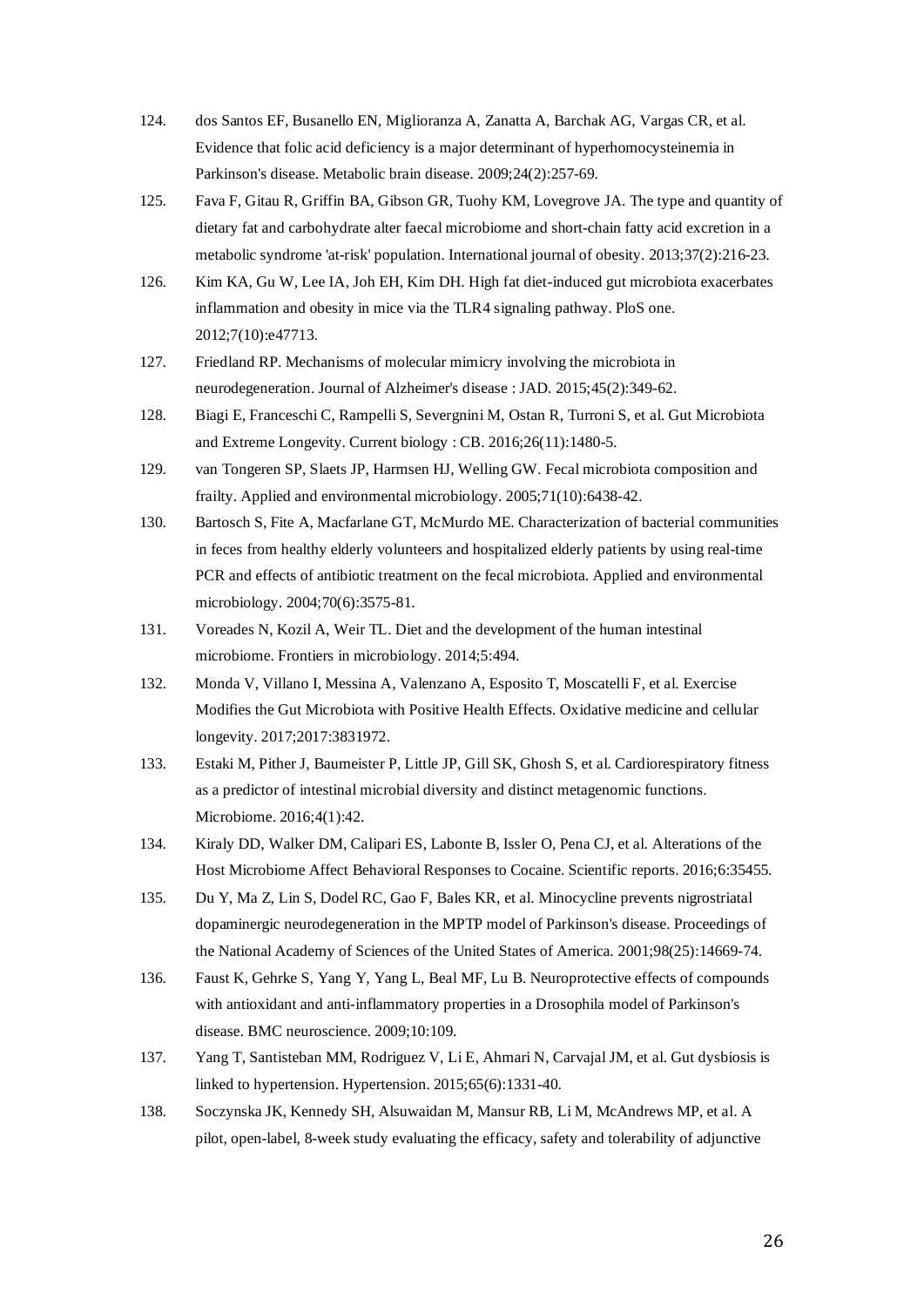124. dos Santos EF, Busanello EN, Miglioranza A, Zanatta A, Barchak AG, Vargas CR, et al. Evidence that folic acid deficiency is a major determinant of hyperhomocysteinemia in Parkinson's disease. Metabolic brain disease. 2009;24(2):257-69.

125. Fava F, Gitau R, Griffin BA, Gibson GR, Tuohy KM, Lovegrove JA. The type and quantity of dietary fat and carbohydrate alter faecal microbiome and short-chain fatty acid excretion in a metabolic syndrome 'at-risk' population. International journal of obesity. 2013;37(2):216-23.

126. Kim KA, Gu W, Lee IA, Joh EH, Kim DH. High fat diet-induced gut microbiota exacerbates inflammation and obesity in mice via the TLR4 signaling pathway. PloS one. 2012;7(10):e47713.

127. Friedland RP. Mechanisms of molecular mimicry involving the microbiota in neurodegeneration. Journal of Alzheimer's disease : JAD. 2015;45(2):349-62.

128. Biagi E, Franceschi C, Rampelli S, Severgnini M, Ostan R, Turroni S, et al. Gut Microbiota and Extreme Longevity. Current biology : CB. 2016;26(11):1480-5.

129. van Tongeren SP, Slaets JP, Harmsen HJ, Welling GW. Fecal microbiota composition and frailty. Applied and environmental microbiology. 2005;71(10):6438-42.

130. Bartosch S, Fite A, Macfarlane GT, McMurdo ME. Characterization of bacterial communities in feces from healthy elderly volunteers and hospitalized elderly patients by using real-time PCR and effects of antibiotic treatment on the fecal microbiota. Applied and environmental microbiology. 2004;70(6):3575-81.

131. Voreades N, Kozil A, Weir TL. Diet and the development of the human intestinal microbiome. Frontiers in microbiology. 2014;5:494.

132. Monda V, Villano I, Messina A, Valenzano A, Esposito T, Moscatelli F, et al. Exercise Modifies the Gut Microbiota with Positive Health Effects. Oxidative medicine and cellular longevity. 2017;2017:3831972.

133. Estaki M, Pither J, Baumeister P, Little JP, Gill SK, Ghosh S, et al. Cardiorespiratory fitness as a predictor of intestinal microbial diversity and distinct metagenomic functions. Microbiome. 2016;4(1):42.

134. Kiraly DD, Walker DM, Calipari ES, Labonte B, Issler O, Pena CJ, et al. Alterations of the Host Microbiome Affect Behavioral Responses to Cocaine. Scientific reports. 2016;6:35455.

135. Du Y, Ma Z, Lin S, Dodel RC, Gao F, Bales KR, et al. Minocycline prevents nigrostriatal dopaminergic neurodegeneration in the MPTP model of Parkinson's disease. Proceedings of the National Academy of Sciences of the United States of America. 2001;98(25):14669-74.

136. Faust K, Gehrke S, Yang Y, Yang L, Beal MF, Lu B. Neuroprotective effects of compounds with antioxidant and anti-inflammatory properties in a Drosophila model of Parkinson's disease. BMC neuroscience. 2009;10:109.

137. Yang T, Santisteban MM, Rodriguez V, Li E, Ahmari N, Carvajal JM, et al. Gut dysbiosis is linked to hypertension. Hypertension. 2015;65(6):1331-40.

138. Soczynska JK, Kennedy SH, Alsuwaidan M, Mansur RB, Li M, McAndrews MP, et al. A pilot, open-label, 8-week study evaluating the efficacy, safety and tolerability of adjunctive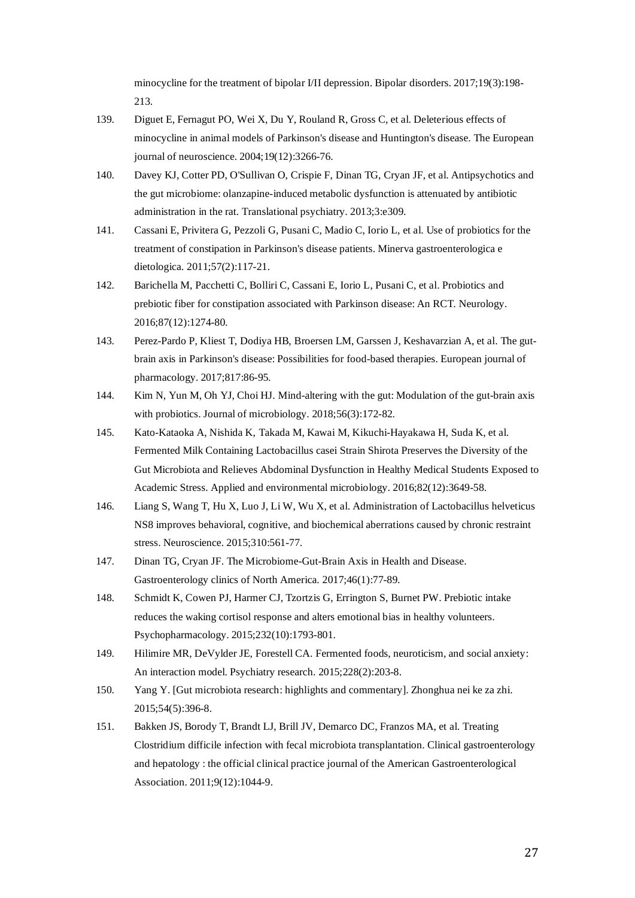minocycline for the treatment of bipolar I/II depression. Bipolar disorders. 2017;19(3):198-213.

139. Diguet E, Fernagut PO, Wei X, Du Y, Rouland R, Gross C, et al. Deleterious effects of minocycline in animal models of Parkinson's disease and Huntington's disease. The European journal of neuroscience. 2004;19(12):3266-76.

140. Davey KJ, Cotter PD, O'Sullivan O, Crispie F, Dinan TG, Cryan JF, et al. Antipsychotics and the gut microbiome: olanzapine-induced metabolic dysfunction is attenuated by antibiotic administration in the rat. Translational psychiatry. 2013;3:e309.

141. Cassani E, Privitera G, Pezzoli G, Pusani C, Madio C, Iorio L, et al. Use of probiotics for the treatment of constipation in Parkinson's disease patients. Minerva gastroenterologica e dietologica. 2011;57(2):117-21.

142. Barichella M, Pacchetti C, Bolliri C, Cassani E, Iorio L, Pusani C, et al. Probiotics and prebiotic fiber for constipation associated with Parkinson disease: An RCT. Neurology. 2016;87(12):1274-80.

143. Perez-Pardo P, Kliest T, Dodiya HB, Broersen LM, Garssen J, Keshavarzian A, et al. The gut-brain axis in Parkinson's disease: Possibilities for food-based therapies. European journal of pharmacology. 2017;817:86-95.

144. Kim N, Yun M, Oh YJ, Choi HJ. Mind-altering with the gut: Modulation of the gut-brain axis with probiotics. Journal of microbiology. 2018;56(3):172-82.

145. Kato-Kataoka A, Nishida K, Takada M, Kawai M, Kikuchi-Hayakawa H, Suda K, et al. Fermented Milk Containing Lactobacillus casei Strain Shirota Preserves the Diversity of the Gut Microbiota and Relieves Abdominal Dysfunction in Healthy Medical Students Exposed to Academic Stress. Applied and environmental microbiology. 2016;82(12):3649-58.

146. Liang S, Wang T, Hu X, Luo J, Li W, Wu X, et al. Administration of Lactobacillus helveticus NS8 improves behavioral, cognitive, and biochemical aberrations caused by chronic restraint stress. Neuroscience. 2015;310:561-77.

147. Dinan TG, Cryan JF. The Microbiome-Gut-Brain Axis in Health and Disease. Gastroenterology clinics of North America. 2017;46(1):77-89.

148. Schmidt K, Cowen PJ, Harmer CJ, Tzortzis G, Errington S, Burnet PW. Prebiotic intake reduces the waking cortisol response and alters emotional bias in healthy volunteers. Psychopharmacology. 2015;232(10):1793-801.

149. Hilimire MR, DeVylder JE, Forestell CA. Fermented foods, neuroticism, and social anxiety: An interaction model. Psychiatry research. 2015;228(2):203-8.

150. Yang Y. [Gut microbiota research: highlights and commentary]. Zhonghua nei ke za zhi. 2015;54(5):396-8.

151. Bakken JS, Borody T, Brandt LJ, Brill JV, Demarco DC, Franzos MA, et al. Treating Clostridium difficile infection with fecal microbiota transplantation. Clinical gastroenterology and hepatology : the official clinical practice journal of the American Gastroenterological Association. 2011;9(12):1044-9.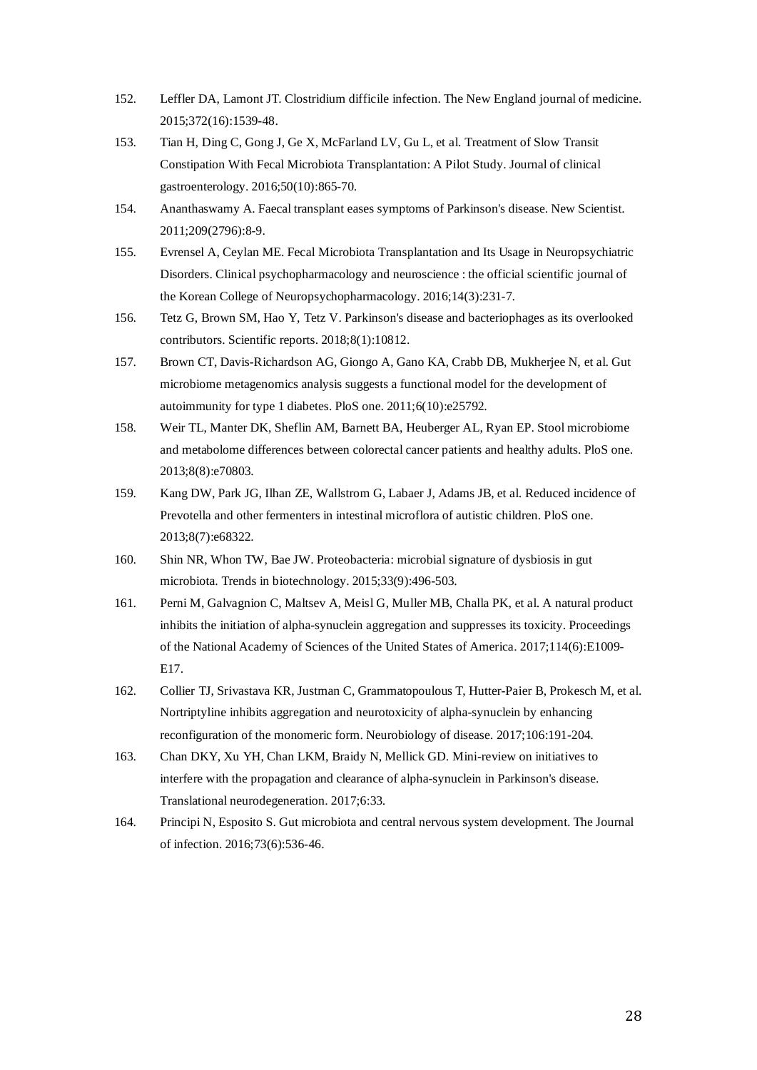152. Leffler DA, Lamont JT. Clostridium difficile infection. The New England journal of medicine. 2015;372(16):1539-48.
153. Tian H, Ding C, Gong J, Ge X, McFarland LV, Gu L, et al. Treatment of Slow Transit Constipation With Fecal Microbiota Transplantation: A Pilot Study. Journal of clinical gastroenterology. 2016;50(10):865-70.
154. Ananthaswamy A. Faecal transplant eases symptoms of Parkinson's disease. New Scientist. 2011;209(2796):8-9.
155. Evrensel A, Ceylan ME. Fecal Microbiota Transplantation and Its Usage in Neuropsychiatric Disorders. Clinical psychopharmacology and neuroscience : the official scientific journal of the Korean College of Neuropsychopharmacology. 2016;14(3):231-7.
156. Tetz G, Brown SM, Hao Y, Tetz V. Parkinson's disease and bacteriophages as its overlooked contributors. Scientific reports. 2018;8(1):10812.
157. Brown CT, Davis-Richardson AG, Giongo A, Gano KA, Crabb DB, Mukherjee N, et al. Gut microbiome metagenomics analysis suggests a functional model for the development of autoimmunity for type 1 diabetes. PloS one. 2011;6(10):e25792.
158. Weir TL, Manter DK, Sheflin AM, Barnett BA, Heuberger AL, Ryan EP. Stool microbiome and metabolome differences between colorectal cancer patients and healthy adults. PloS one. 2013;8(8):e70803.
159. Kang DW, Park JG, Ilhan ZE, Wallstrom G, Labaer J, Adams JB, et al. Reduced incidence of Prevotella and other fermenters in intestinal microflora of autistic children. PloS one. 2013;8(7):e68322.
160. Shin NR, Whon TW, Bae JW. Proteobacteria: microbial signature of dysbiosis in gut microbiota. Trends in biotechnology. 2015;33(9):496-503.
161. Perni M, Galvagnion C, Maltsev A, Meisl G, Muller MB, Challa PK, et al. A natural product inhibits the initiation of alpha-synuclein aggregation and suppresses its toxicity. Proceedings of the National Academy of Sciences of the United States of America. 2017;114(6):E1009-E17.
162. Collier TJ, Srivastava KR, Justman C, Grammatopoulous T, Hutter-Paier B, Prokesch M, et al. Nortriptyline inhibits aggregation and neurotoxicity of alpha-synuclein by enhancing reconfiguration of the monomeric form. Neurobiology of disease. 2017;106:191-204.
163. Chan DKY, Xu YH, Chan LKM, Braidy N, Mellick GD. Mini-review on initiatives to interfere with the propagation and clearance of alpha-synuclein in Parkinson's disease. Translational neurodegeneration. 2017;6:33.
164. Principi N, Esposito S. Gut microbiota and central nervous system development. The Journal of infection. 2016;73(6):536-46.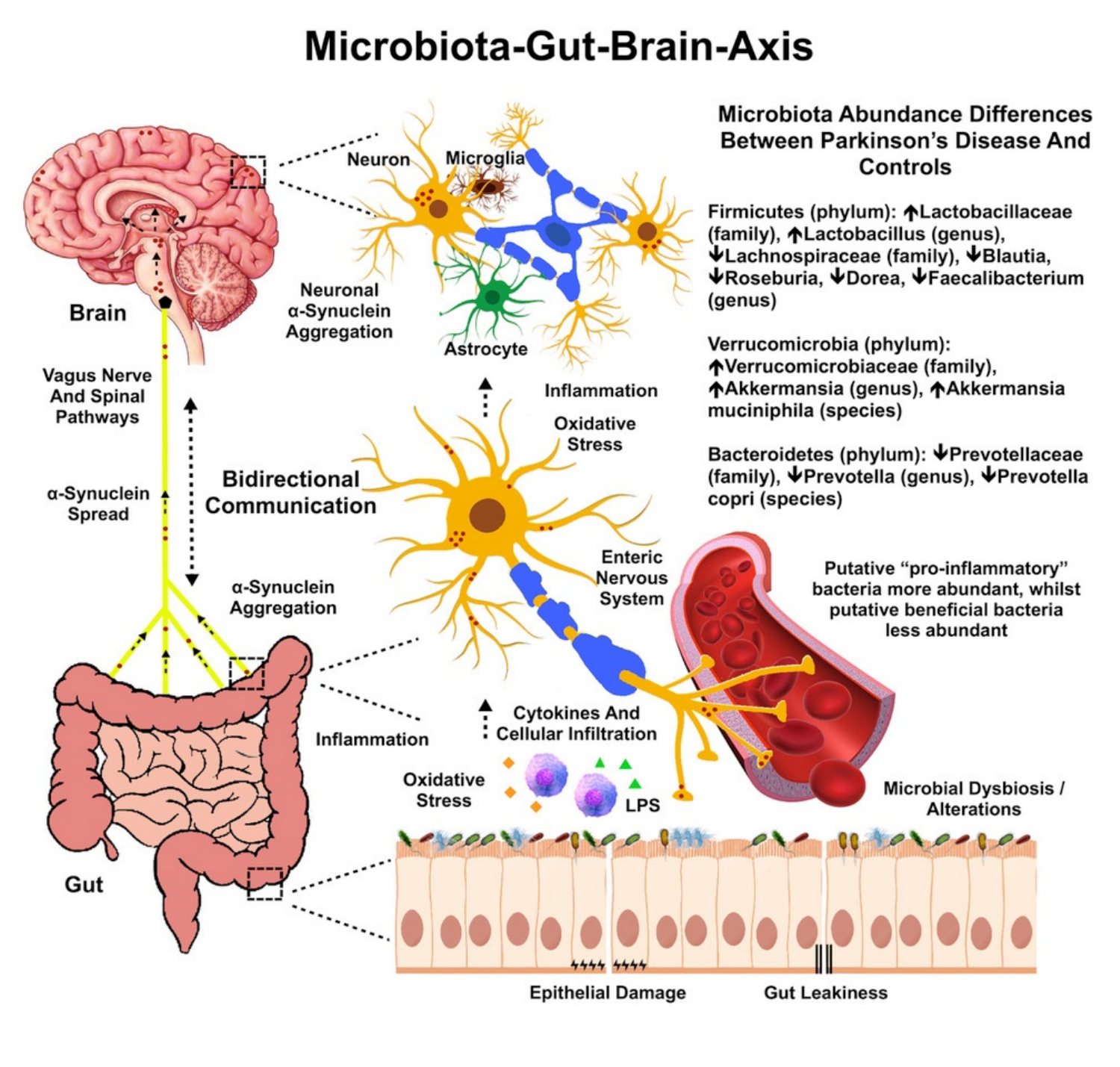# Microbiota-Gut-Brain-Axis

Brain

Neuron

Microglia

Neuronal α-Synuclein Aggregation

Astrocyte

Vagus Nerve And Spinal Pathways

α-Synuclein Spread

Bidirectional Communication

Inflammation

Oxidative Stress

α-Synuclein Aggregation

Enteric Nervous System

Gut

Inflammation

Cytokines And Cellular Infiltration

Oxidative Stress

LPS

Microbial Dysbiosis / Alterations

Epithelial Damage

Gut Leakiness

**Microbiota Abundance Differences Between Parkinson's Disease And Controls**

Firmicutes (phylum): ↑Lactobacillaceae (family), ↑Lactobacillus (genus), ↓Lachnospiraceae (family), ↓Blautia, ↓Roseburia, ↓Dorea, ↓Faecalibacterium (genus)

Verrucomicrobia (phylum): ↑Verrucomicrobiaceae (family), ↑Akkermansia (genus), ↑Akkermansia muciniphila (species)

Bacteroidetes (phylum): ↓Prevotellaceae (family), ↓Prevotella (genus), ↓Prevotella copri (species)

Putative "pro-inflammatory" bacteria more abundant, whilst putative beneficial bacteria less abundant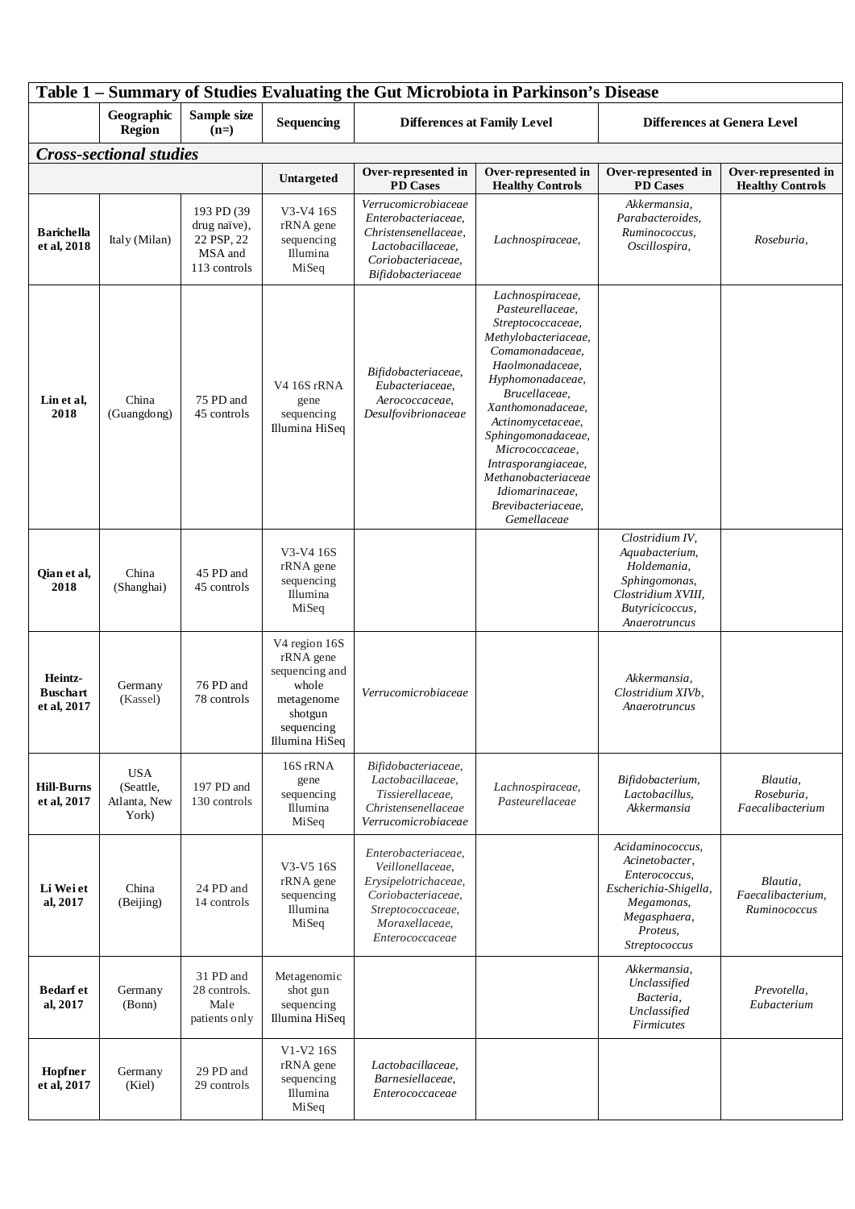| Table 1 – Summary of Studies Evaluating the Gut Microbiota in Parkinson's Disease | | | | | | | |
|---|---|---|---|---|---|---|---|
| | **Geographic Region** | **Sample size (n=)** | **Sequencing** | **Differences at Family Level** | | **Differences at Genera Level** | |
| ***Cross-sectional studies*** | | | | | | | |
| | | | **Untargeted** | **Over-represented in PD Cases** | **Over-represented in Healthy Controls** | **Over-represented in PD Cases** | **Over-represented in Healthy Controls** |
| **Barichella et al, 2018** | Italy (Milan) | 193 PD (39 drug naïve), 22 PSP, 22 MSA and 113 controls | V3-V4 16S rRNA gene sequencing Illumina MiSeq | *Verrucomicrobiaceae Enterobacteriaceae, Christensenellaceae, Lactobacillaceae, Coriobacteriaceae, Bifidobacteriaceae* | *Lachnospiraceae,* | *Akkermansia, Parabacteroides, Ruminococcus, Oscillospira,* | *Roseburia,* |
| **Lin et al, 2018** | China (Guangdong) | 75 PD and 45 controls | V4 16S rRNA gene sequencing Illumina HiSeq | *Bifidobacteriaceae, Eubacteriaceae, Aerococcaceae, Desulfovibrionaceae* | *Lachnospiraceae, Pasteurellaceae, Streptococcaceae, Methylobacteriaceae, Comamonadaceae, Haolmonadaceae, Hyphomonadaceae, Brucellaceae, Xanthomonadaceae, Actinomycetaceae, Sphingomonadaceae, Micrococcaceae, Intrasporangiaceae, Methanobacteriaceae Idiomarinaceae, Brevibacteriaceae, Gemellaceae* | | |
| **Qian et al, 2018** | China (Shanghai) | 45 PD and 45 controls | V3-V4 16S rRNA gene sequencing Illumina MiSeq | | | *Clostridium IV, Aquabacterium, Holdemania, Sphingomonas, Clostridium XVIII, Butyricicoccus, Anaerotruncus* | |
| **Heintz-Buschart et al, 2017** | Germany (Kassel) | 76 PD and 78 controls | V4 region 16S rRNA gene sequencing and whole metagenome shotgun sequencing Illumina HiSeq | *Verrucomicrobiaceae* | | *Akkermansia, Clostridium XIVb, Anaerotruncus* | |
| **Hill-Burns et al, 2017** | USA (Seattle, Atlanta, New York) | 197 PD and 130 controls | 16S rRNA gene sequencing Illumina MiSeq | *Bifidobacteriaceae, Lactobacillaceae, Tissierellaceae, Christensenellaceae Verrucomicrobiaceae* | *Lachnospiraceae, Pasteurellaceae* | *Bifidobacterium, Lactobacillus, Akkermansia* | *Blautia, Roseburia, Faecalibacterium* |
| **Li Wei et al, 2017** | China (Beijing) | 24 PD and 14 controls | V3-V5 16S rRNA gene sequencing Illumina MiSeq | *Enterobacteriaceae, Veillonellaceae, Erysipelotrichaceae, Coriobacteriaceae, Streptococcaceae, Moraxellaceae, Enterococcaceae* | | *Acidaminococcus, Acinetobacter, Enterococcus, Escherichia-Shigella, Megamonas, Megasphaera, Proteus, Streptococcus* | *Blautia, Faecalibacterium, Ruminococcus* |
| **Bedarf et al, 2017** | Germany (Bonn) | 31 PD and 28 controls. Male patients only | Metagenomic shot gun sequencing Illumina HiSeq | | | *Akkermansia, Unclassified Bacteria, Unclassified Firmicutes* | *Prevotella, Eubacterium* |
| **Hopfner et al, 2017** | Germany (Kiel) | 29 PD and 29 controls | V1-V2 16S rRNA gene sequencing Illumina MiSeq | *Lactobacillaceae, Barnesiellaceae, Enterococcaceae* | | | |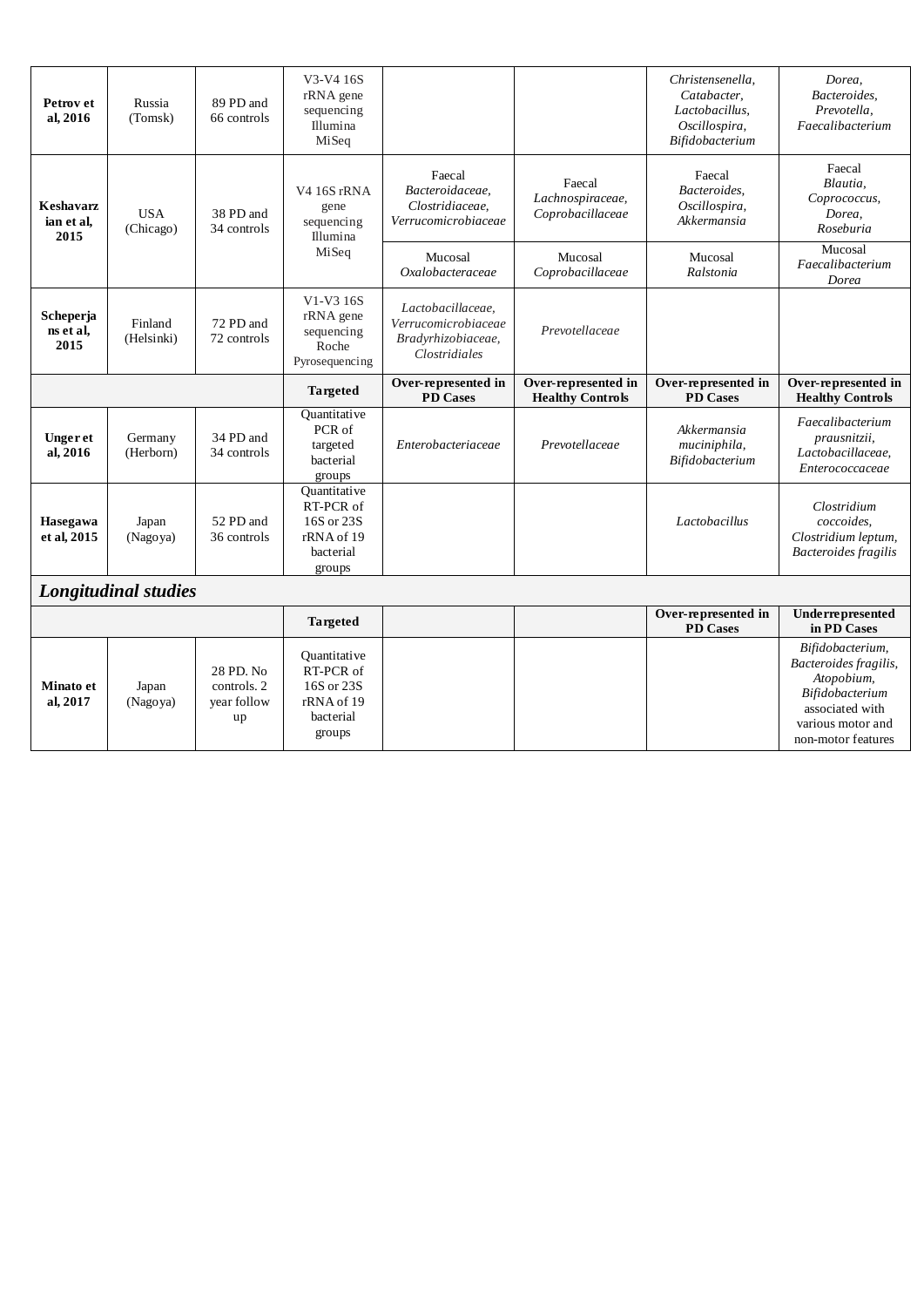| | | | | | | | |
|---|---|---|---|---|---|---|---|
| **Petrov et al, 2016** | Russia (Tomsk) | 89 PD and 66 controls | V3-V4 16S rRNA gene sequencing Illumina MiSeq | | | *Christensenella, Catabacter, Lactobacillus, Oscillospira, Bifidobacterium* | *Dorea, Bacteroides, Prevotella, Faecalibacterium* |
| **Keshavarzian et al, 2015** | USA (Chicago) | 38 PD and 34 controls | V4 16S rRNA gene sequencing Illumina MiSeq | Faecal *Bacteroidaceae, Clostridiaceae, Verrucomicrobiaceae* | Faecal *Lachnospiraceae, Coprobacillaceae* | Faecal *Bacteroides, Oscillospira, Akkermansia* | Faecal *Blautia, Coprococcus, Dorea, Roseburia* |
| | | | | Mucosal *Oxalobacteraceae* | Mucosal *Coprobacillaceae* | Mucosal *Ralstonia* | Mucosal *Faecalibacterium Dorea* |
| **Scheperjans et al, 2015** | Finland (Helsinki) | 72 PD and 72 controls | V1-V3 16S rRNA gene sequencing Roche Pyrosequencing | *Lactobacillaceae, Verrucomicrobiaceae Bradyrhizobiaceae, Clostridiales* | *Prevotellaceae* | | |
| | | | **Targeted** | **Over-represented in PD Cases** | **Over-represented in Healthy Controls** | **Over-represented in PD Cases** | **Over-represented in Healthy Controls** |
| **Unger et al, 2016** | Germany (Herborn) | 34 PD and 34 controls | Quantitative PCR of targeted bacterial groups | *Enterobacteriaceae* | *Prevotellaceae* | *Akkermansia muciniphila, Bifidobacterium* | *Faecalibacterium prausnitzii, Lactobacillaceae, Enterococcaceae* |
| **Hasegawa et al, 2015** | Japan (Nagoya) | 52 PD and 36 controls | Quantitative RT-PCR of 16S or 23S rRNA of 19 bacterial groups | | | *Lactobacillus* | *Clostridium coccoides, Clostridium leptum, Bacteroides fragilis* |
| ***Longitudinal studies*** | | | | | | | |
| | | | **Targeted** | | | **Over-represented in PD Cases** | **Underrepresented in PD Cases** |
| **Minato et al, 2017** | Japan (Nagoya) | 28 PD. No controls. 2 year follow up | Quantitative RT-PCR of 16S or 23S rRNA of 19 bacterial groups | | | | *Bifidobacterium, Bacteroides fragilis, Atopobium, Bifidobacterium* associated with various motor and non-motor features |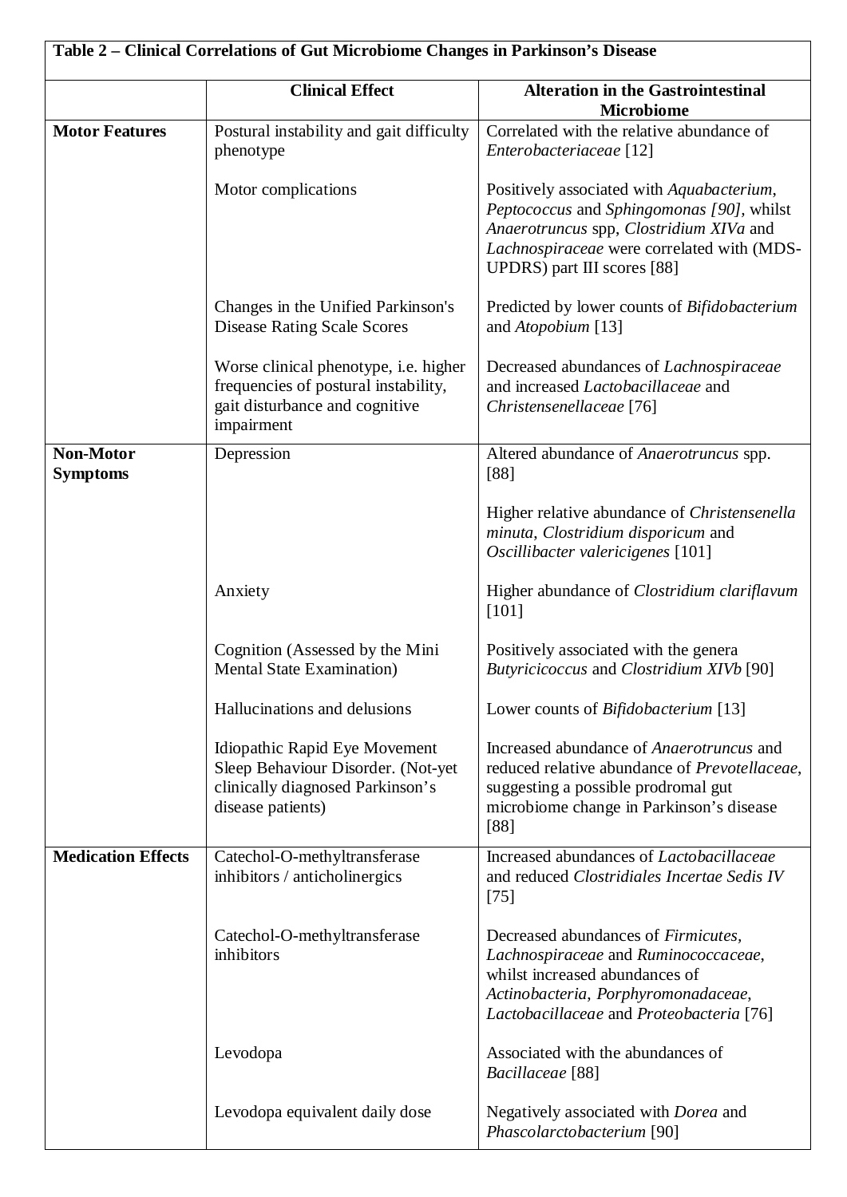**Table 2 – Clinical Correlations of Gut Microbiome Changes in Parkinson's Disease**

| | Clinical Effect | Alteration in the Gastrointestinal Microbiome |
|---|---|---|
| **Motor Features** | Postural instability and gait difficulty phenotype | Correlated with the relative abundance of *Enterobacteriaceae* [12] |
| | Motor complications | Positively associated with *Aquabacterium*, *Peptococcus* and *Sphingomonas [90]*, whilst *Anaerotruncus* spp, *Clostridium XIVa* and *Lachnospiraceae* were correlated with (MDS-UPDRS) part III scores [88] |
| | Changes in the Unified Parkinson's Disease Rating Scale Scores | Predicted by lower counts of *Bifidobacterium* and *Atopobium* [13] |
| | Worse clinical phenotype, i.e. higher frequencies of postural instability, gait disturbance and cognitive impairment | Decreased abundances of *Lachnospiraceae* and increased *Lactobacillaceae* and *Christensenellaceae* [76] |
| **Non-Motor Symptoms** | Depression | Altered abundance of *Anaerotruncus* spp. [88] |
| | | Higher relative abundance of *Christensenella minuta*, *Clostridium disporicum* and *Oscillibacter valericigenes* [101] |
| | Anxiety | Higher abundance of *Clostridium clariflavum* [101] |
| | Cognition (Assessed by the Mini Mental State Examination) | Positively associated with the genera *Butyricicoccus* and *Clostridium XIVb* [90] |
| | Hallucinations and delusions | Lower counts of *Bifidobacterium* [13] |
| | Idiopathic Rapid Eye Movement Sleep Behaviour Disorder. (Not-yet clinically diagnosed Parkinson's disease patients) | Increased abundance of *Anaerotruncus* and reduced relative abundance of *Prevotellaceae*, suggesting a possible prodromal gut microbiome change in Parkinson's disease [88] |
| **Medication Effects** | Catechol-O-methyltransferase inhibitors / anticholinergics | Increased abundances of *Lactobacillaceae* and reduced *Clostridiales Incertae Sedis IV* [75] |
| | Catechol-O-methyltransferase inhibitors | Decreased abundances of *Firmicutes*, *Lachnospiraceae* and *Ruminococcaceae*, whilst increased abundances of *Actinobacteria*, *Porphyromonadaceae*, *Lactobacillaceae* and *Proteobacteria* [76] |
| | Levodopa | Associated with the abundances of *Bacillaceae* [88] |
| | Levodopa equivalent daily dose | Negatively associated with *Dorea* and *Phascolarctobacterium* [90] |